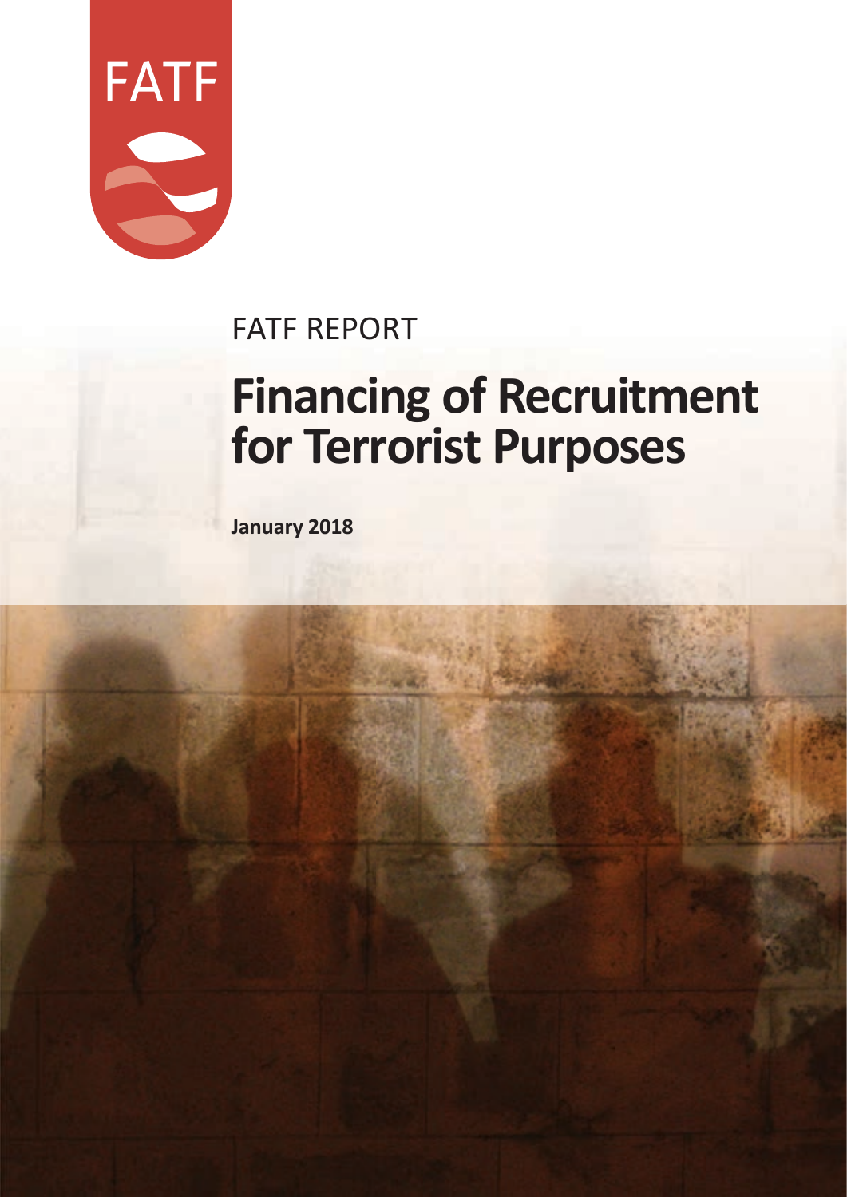FATF

FATF REPORT

# Financing of Recruitment for Terrorist Purposes

**January 2018**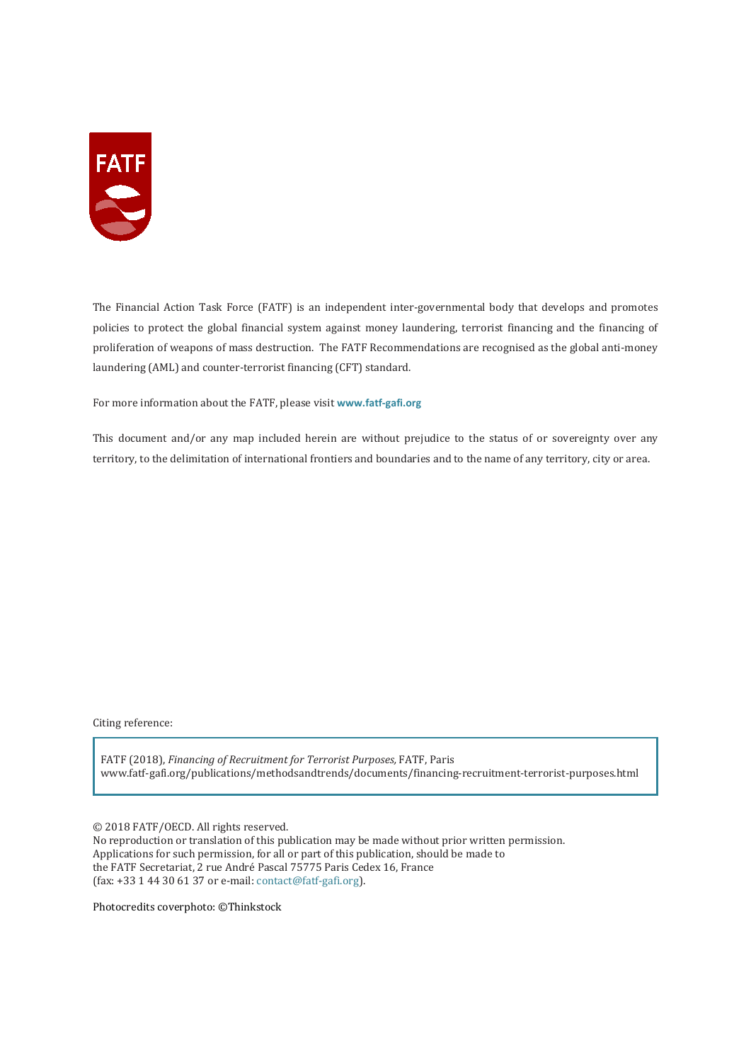The Financial Action Task Force (FATF) is an independent inter-governmental body that develops and promotes policies to protect the global financial system against money laundering, terrorist financing and the financing of proliferation of weapons of mass destruction. The FATF Recommendations are recognised as the global anti-money laundering (AML) and counter-terrorist financing (CFT) standard.

For more information about the FATF, please visit **www.fatf-gafi.org**

This document and/or any map included herein are without prejudice to the status of or sovereignty over any territory, to the delimitation of international frontiers and boundaries and to the name of any territory, city or area.

Citing reference:

FATF (2018), *Financing of Recruitment for Terrorist Purposes,* FATF, Paris
www.fatf-gafi.org/publications/methodsandtrends/documents/financing-recruitment-terrorist-purposes.html

© 2018 FATF/OECD. All rights reserved.
No reproduction or translation of this publication may be made without prior written permission.
Applications for such permission, for all or part of this publication, should be made to
the FATF Secretariat, 2 rue André Pascal 75775 Paris Cedex 16, France
(fax: +33 1 44 30 61 37 or e-mail: contact@fatf-gafi.org).

Photocredits coverphoto: ©Thinkstock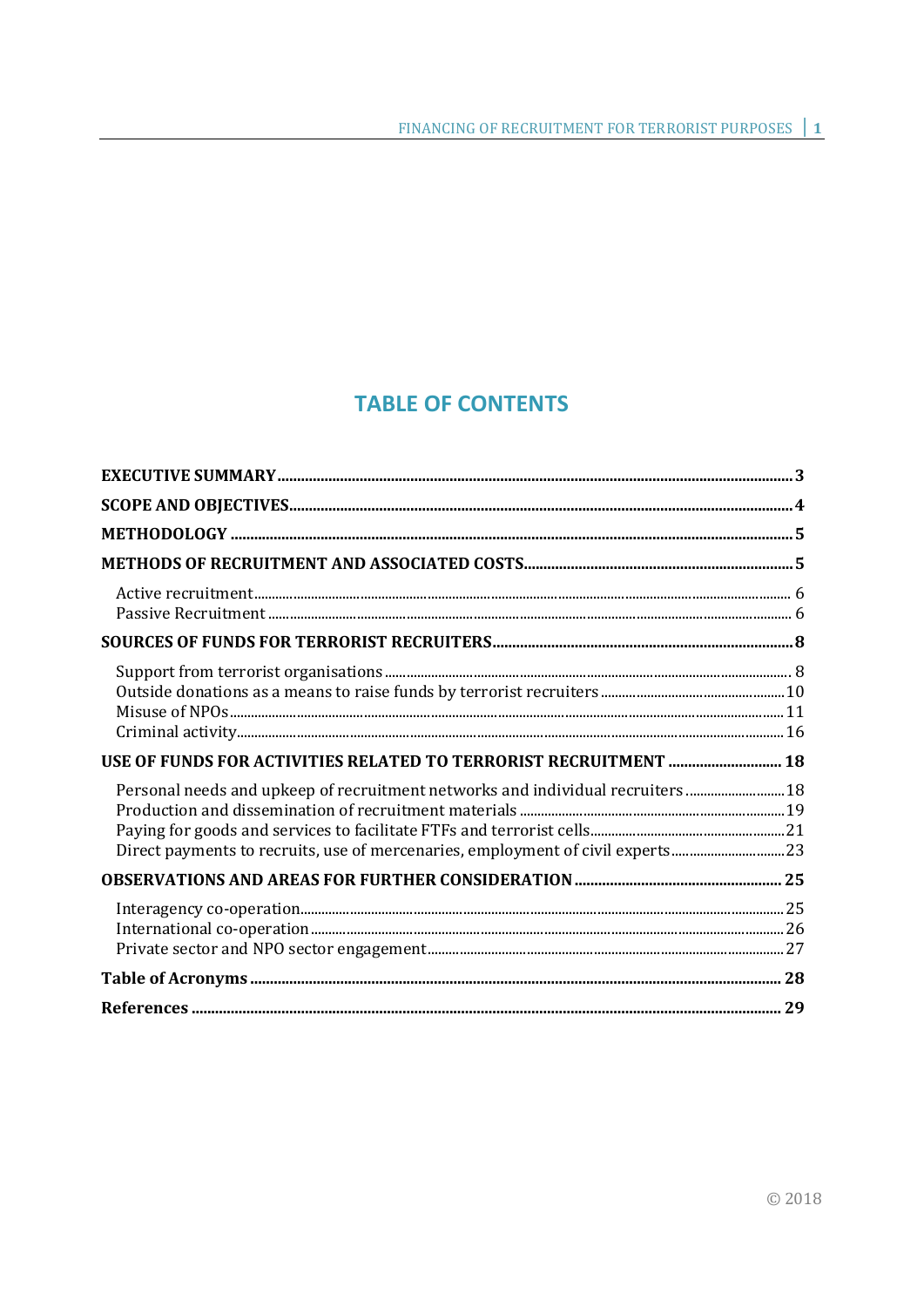# TABLE OF CONTENTS

**EXECUTIVE SUMMARY** ..... **3**

**SCOPE AND OBJECTIVES** ..... **4**

**METHODOLOGY** ..... **5**

**METHODS OF RECRUITMENT AND ASSOCIATED COSTS** ..... **5**

- Active recruitment ..... 6
- Passive Recruitment ..... 6

**SOURCES OF FUNDS FOR TERRORIST RECRUITERS** ..... **8**

- Support from terrorist organisations ..... 8
- Outside donations as a means to raise funds by terrorist recruiters ..... 10
- Misuse of NPOs ..... 11
- Criminal activity ..... 16

**USE OF FUNDS FOR ACTIVITIES RELATED TO TERRORIST RECRUITMENT** ..... **18**

- Personal needs and upkeep of recruitment networks and individual recruiters ..... 18
- Production and dissemination of recruitment materials ..... 19
- Paying for goods and services to facilitate FTFs and terrorist cells ..... 21
- Direct payments to recruits, use of mercenaries, employment of civil experts ..... 23

**OBSERVATIONS AND AREAS FOR FURTHER CONSIDERATION** ..... **25**

- Interagency co-operation ..... 25
- International co-operation ..... 26
- Private sector and NPO sector engagement ..... 27

**Table of Acronyms** ..... **28**

**References** ..... **29**

© 2018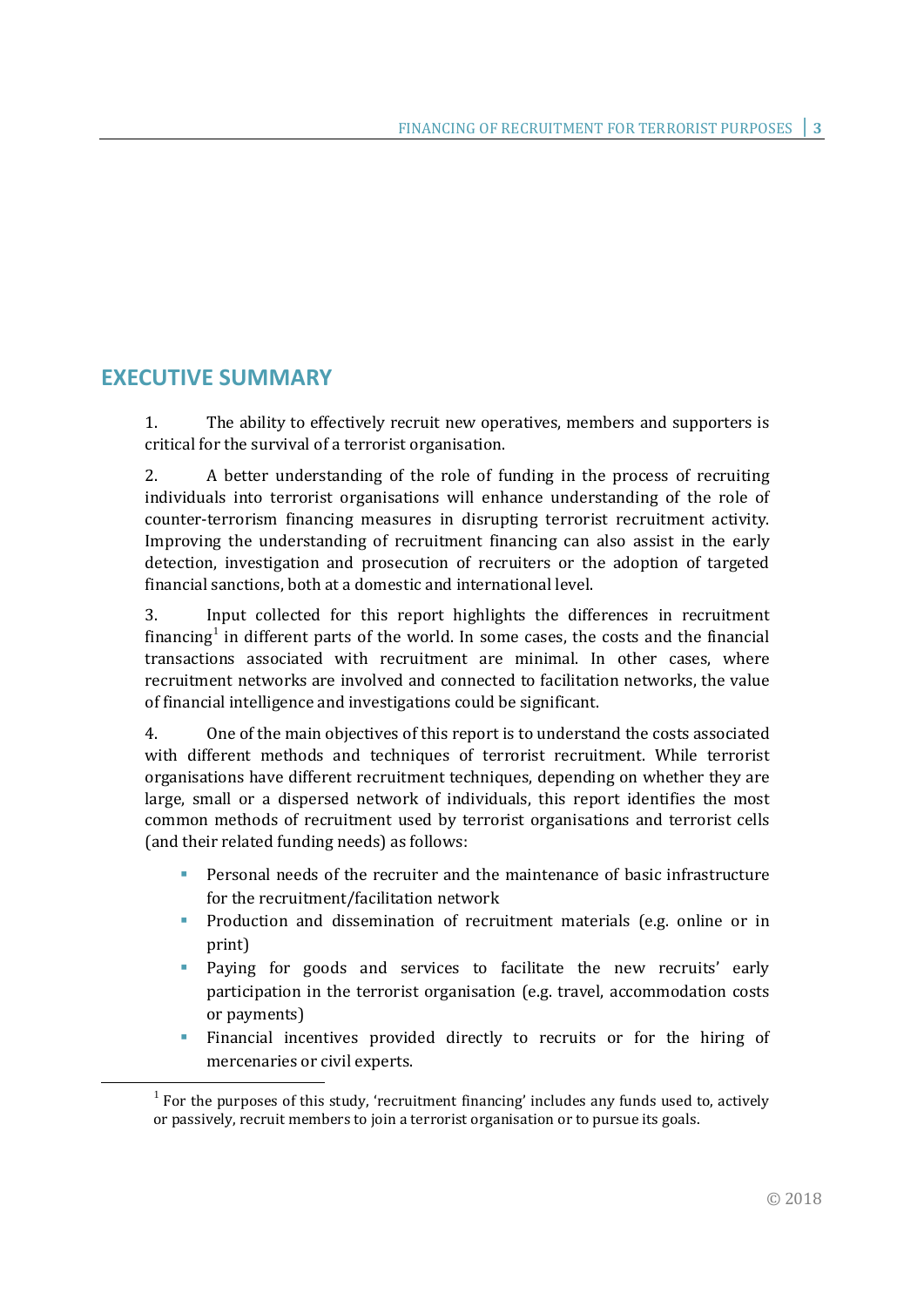## EXECUTIVE SUMMARY

1. The ability to effectively recruit new operatives, members and supporters is critical for the survival of a terrorist organisation.

2. A better understanding of the role of funding in the process of recruiting individuals into terrorist organisations will enhance understanding of the role of counter-terrorism financing measures in disrupting terrorist recruitment activity. Improving the understanding of recruitment financing can also assist in the early detection, investigation and prosecution of recruiters or the adoption of targeted financial sanctions, both at a domestic and international level.

3. Input collected for this report highlights the differences in recruitment financing[1] in different parts of the world. In some cases, the costs and the financial transactions associated with recruitment are minimal. In other cases, where recruitment networks are involved and connected to facilitation networks, the value of financial intelligence and investigations could be significant.

4. One of the main objectives of this report is to understand the costs associated with different methods and techniques of terrorist recruitment. While terrorist organisations have different recruitment techniques, depending on whether they are large, small or a dispersed network of individuals, this report identifies the most common methods of recruitment used by terrorist organisations and terrorist cells (and their related funding needs) as follows:

- Personal needs of the recruiter and the maintenance of basic infrastructure for the recruitment/facilitation network
- Production and dissemination of recruitment materials (e.g. online or in print)
- Paying for goods and services to facilitate the new recruits' early participation in the terrorist organisation (e.g. travel, accommodation costs or payments)
- Financial incentives provided directly to recruits or for the hiring of mercenaries or civil experts.

---

[1] For the purposes of this study, 'recruitment financing' includes any funds used to, actively or passively, recruit members to join a terrorist organisation or to pursue its goals.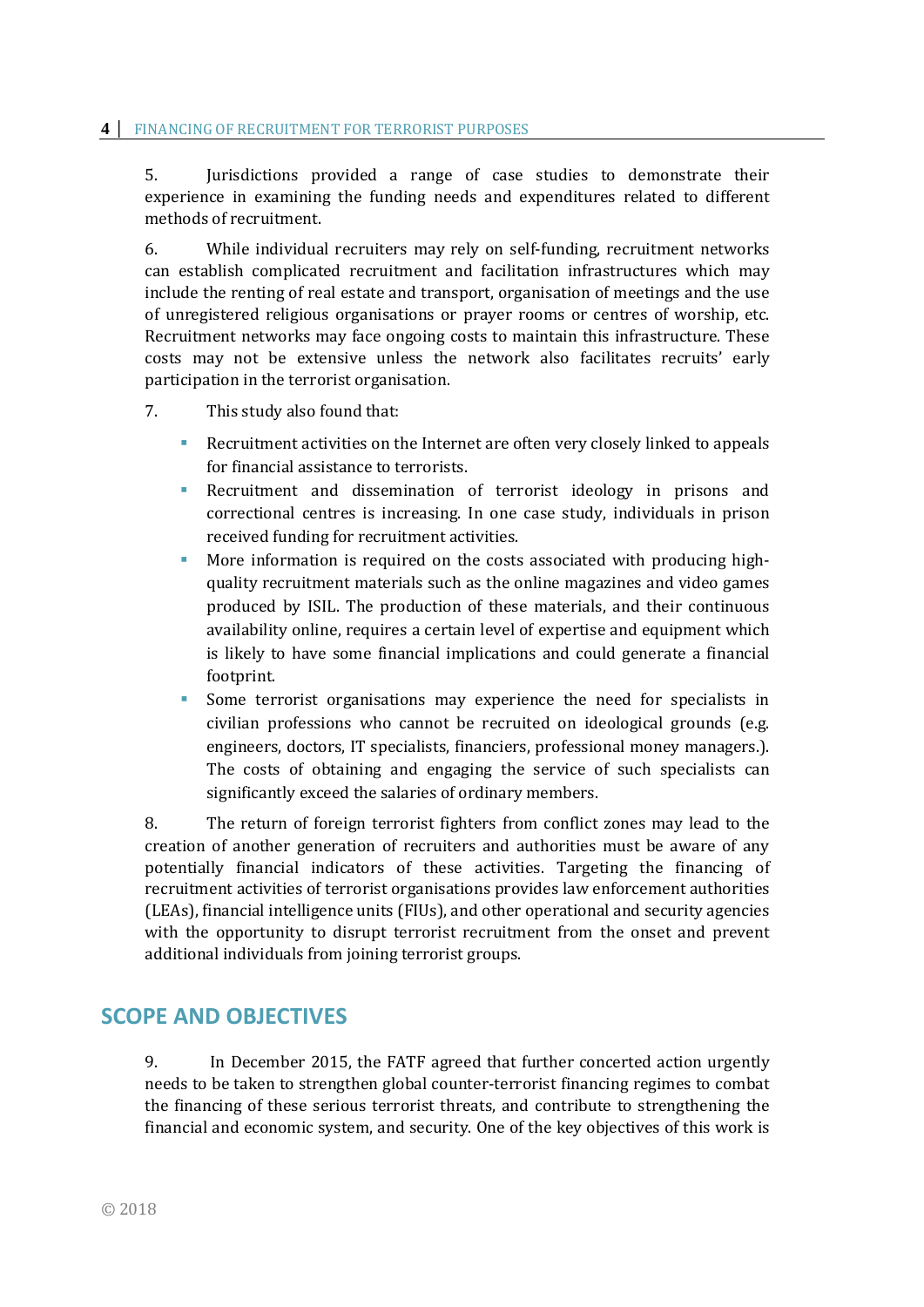5. Jurisdictions provided a range of case studies to demonstrate their experience in examining the funding needs and expenditures related to different methods of recruitment.

6. While individual recruiters may rely on self-funding, recruitment networks can establish complicated recruitment and facilitation infrastructures which may include the renting of real estate and transport, organisation of meetings and the use of unregistered religious organisations or prayer rooms or centres of worship, etc. Recruitment networks may face ongoing costs to maintain this infrastructure. These costs may not be extensive unless the network also facilitates recruits' early participation in the terrorist organisation.

7. This study also found that:

- Recruitment activities on the Internet are often very closely linked to appeals for financial assistance to terrorists.
- Recruitment and dissemination of terrorist ideology in prisons and correctional centres is increasing. In one case study, individuals in prison received funding for recruitment activities.
- More information is required on the costs associated with producing high-quality recruitment materials such as the online magazines and video games produced by ISIL. The production of these materials, and their continuous availability online, requires a certain level of expertise and equipment which is likely to have some financial implications and could generate a financial footprint.
- Some terrorist organisations may experience the need for specialists in civilian professions who cannot be recruited on ideological grounds (e.g. engineers, doctors, IT specialists, financiers, professional money managers.). The costs of obtaining and engaging the service of such specialists can significantly exceed the salaries of ordinary members.

8. The return of foreign terrorist fighters from conflict zones may lead to the creation of another generation of recruiters and authorities must be aware of any potentially financial indicators of these activities. Targeting the financing of recruitment activities of terrorist organisations provides law enforcement authorities (LEAs), financial intelligence units (FIUs), and other operational and security agencies with the opportunity to disrupt terrorist recruitment from the onset and prevent additional individuals from joining terrorist groups.

## SCOPE AND OBJECTIVES

9. In December 2015, the FATF agreed that further concerted action urgently needs to be taken to strengthen global counter-terrorist financing regimes to combat the financing of these serious terrorist threats, and contribute to strengthening the financial and economic system, and security. One of the key objectives of this work is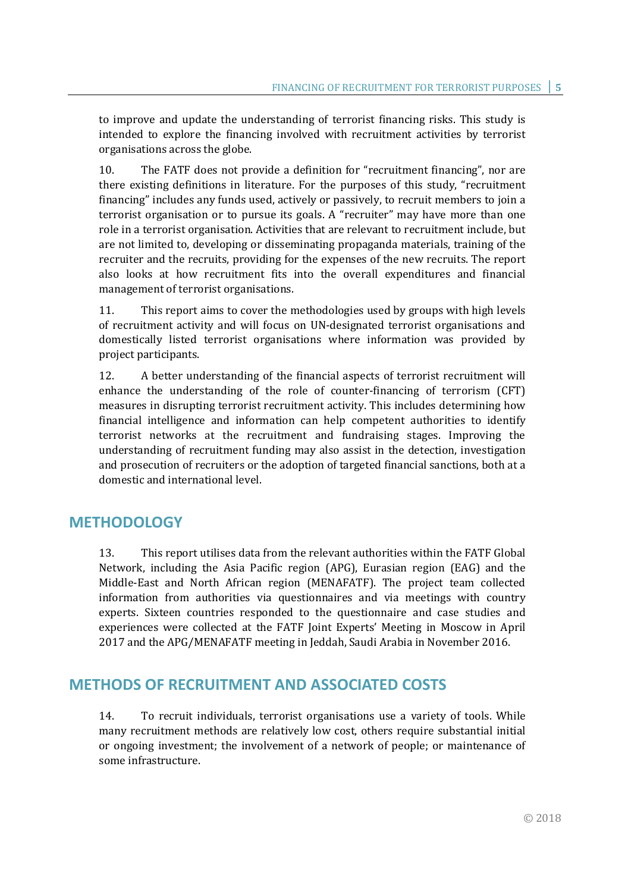to improve and update the understanding of terrorist financing risks. This study is intended to explore the financing involved with recruitment activities by terrorist organisations across the globe.

10. The FATF does not provide a definition for "recruitment financing", nor are there existing definitions in literature. For the purposes of this study, "recruitment financing" includes any funds used, actively or passively, to recruit members to join a terrorist organisation or to pursue its goals. A "recruiter" may have more than one role in a terrorist organisation. Activities that are relevant to recruitment include, but are not limited to, developing or disseminating propaganda materials, training of the recruiter and the recruits, providing for the expenses of the new recruits. The report also looks at how recruitment fits into the overall expenditures and financial management of terrorist organisations.

11. This report aims to cover the methodologies used by groups with high levels of recruitment activity and will focus on UN-designated terrorist organisations and domestically listed terrorist organisations where information was provided by project participants.

12. A better understanding of the financial aspects of terrorist recruitment will enhance the understanding of the role of counter-financing of terrorism (CFT) measures in disrupting terrorist recruitment activity. This includes determining how financial intelligence and information can help competent authorities to identify terrorist networks at the recruitment and fundraising stages. Improving the understanding of recruitment funding may also assist in the detection, investigation and prosecution of recruiters or the adoption of targeted financial sanctions, both at a domestic and international level.

## METHODOLOGY

13. This report utilises data from the relevant authorities within the FATF Global Network, including the Asia Pacific region (APG), Eurasian region (EAG) and the Middle-East and North African region (MENAFATF). The project team collected information from authorities via questionnaires and via meetings with country experts. Sixteen countries responded to the questionnaire and case studies and experiences were collected at the FATF Joint Experts' Meeting in Moscow in April 2017 and the APG/MENAFATF meeting in Jeddah, Saudi Arabia in November 2016.

## METHODS OF RECRUITMENT AND ASSOCIATED COSTS

14. To recruit individuals, terrorist organisations use a variety of tools. While many recruitment methods are relatively low cost, others require substantial initial or ongoing investment; the involvement of a network of people; or maintenance of some infrastructure.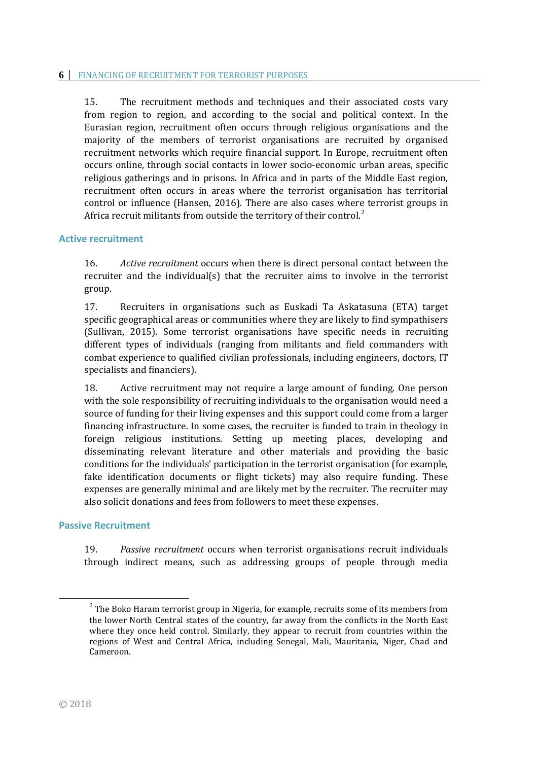15. The recruitment methods and techniques and their associated costs vary from region to region, and according to the social and political context. In the Eurasian region, recruitment often occurs through religious organisations and the majority of the members of terrorist organisations are recruited by organised recruitment networks which require financial support. In Europe, recruitment often occurs online, through social contacts in lower socio-economic urban areas, specific religious gatherings and in prisons. In Africa and in parts of the Middle East region, recruitment often occurs in areas where the terrorist organisation has territorial control or influence (Hansen, 2016). There are also cases where terrorist groups in Africa recruit militants from outside the territory of their control.[2]

### Active recruitment

16. *Active recruitment* occurs when there is direct personal contact between the recruiter and the individual(s) that the recruiter aims to involve in the terrorist group.

17. Recruiters in organisations such as Euskadi Ta Askatasuna (ETA) target specific geographical areas or communities where they are likely to find sympathisers (Sullivan, 2015). Some terrorist organisations have specific needs in recruiting different types of individuals (ranging from militants and field commanders with combat experience to qualified civilian professionals, including engineers, doctors, IT specialists and financiers).

18. Active recruitment may not require a large amount of funding. One person with the sole responsibility of recruiting individuals to the organisation would need a source of funding for their living expenses and this support could come from a larger financing infrastructure. In some cases, the recruiter is funded to train in theology in foreign religious institutions. Setting up meeting places, developing and disseminating relevant literature and other materials and providing the basic conditions for the individuals' participation in the terrorist organisation (for example, fake identification documents or flight tickets) may also require funding. These expenses are generally minimal and are likely met by the recruiter. The recruiter may also solicit donations and fees from followers to meet these expenses.

### Passive Recruitment

19. *Passive recruitment* occurs when terrorist organisations recruit individuals through indirect means, such as addressing groups of people through media

---

[2] The Boko Haram terrorist group in Nigeria, for example, recruits some of its members from the lower North Central states of the country, far away from the conflicts in the North East where they once held control. Similarly, they appear to recruit from countries within the regions of West and Central Africa, including Senegal, Mali, Mauritania, Niger, Chad and Cameroon.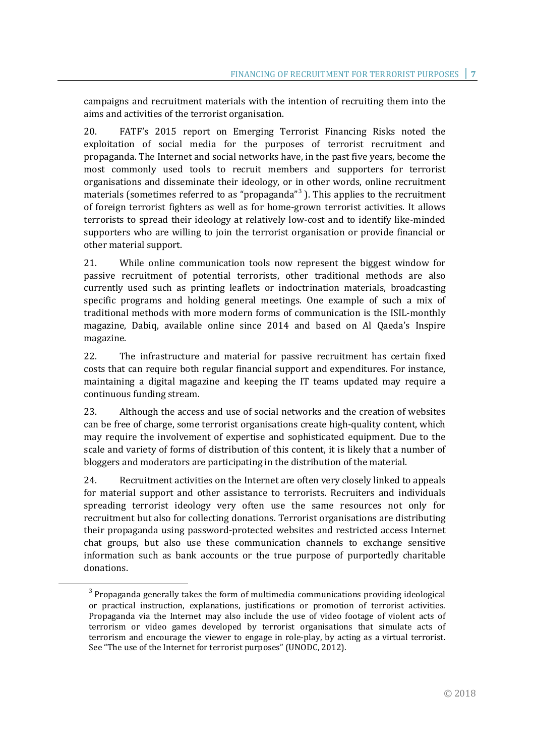campaigns and recruitment materials with the intention of recruiting them into the aims and activities of the terrorist organisation.

20. FATF's 2015 report on Emerging Terrorist Financing Risks noted the exploitation of social media for the purposes of terrorist recruitment and propaganda. The Internet and social networks have, in the past five years, become the most commonly used tools to recruit members and supporters for terrorist organisations and disseminate their ideology, or in other words, online recruitment materials (sometimes referred to as "propaganda"[3] ). This applies to the recruitment of foreign terrorist fighters as well as for home-grown terrorist activities. It allows terrorists to spread their ideology at relatively low-cost and to identify like-minded supporters who are willing to join the terrorist organisation or provide financial or other material support.

21. While online communication tools now represent the biggest window for passive recruitment of potential terrorists, other traditional methods are also currently used such as printing leaflets or indoctrination materials, broadcasting specific programs and holding general meetings. One example of such a mix of traditional methods with more modern forms of communication is the ISIL-monthly magazine, Dabiq, available online since 2014 and based on Al Qaeda's Inspire magazine.

22. The infrastructure and material for passive recruitment has certain fixed costs that can require both regular financial support and expenditures. For instance, maintaining a digital magazine and keeping the IT teams updated may require a continuous funding stream.

23. Although the access and use of social networks and the creation of websites can be free of charge, some terrorist organisations create high-quality content, which may require the involvement of expertise and sophisticated equipment. Due to the scale and variety of forms of distribution of this content, it is likely that a number of bloggers and moderators are participating in the distribution of the material.

24. Recruitment activities on the Internet are often very closely linked to appeals for material support and other assistance to terrorists. Recruiters and individuals spreading terrorist ideology very often use the same resources not only for recruitment but also for collecting donations. Terrorist organisations are distributing their propaganda using password-protected websites and restricted access Internet chat groups, but also use these communication channels to exchange sensitive information such as bank accounts or the true purpose of purportedly charitable donations.

[3] Propaganda generally takes the form of multimedia communications providing ideological or practical instruction, explanations, justifications or promotion of terrorist activities. Propaganda via the Internet may also include the use of video footage of violent acts of terrorism or video games developed by terrorist organisations that simulate acts of terrorism and encourage the viewer to engage in role-play, by acting as a virtual terrorist. See "The use of the Internet for terrorist purposes" (UNODC, 2012).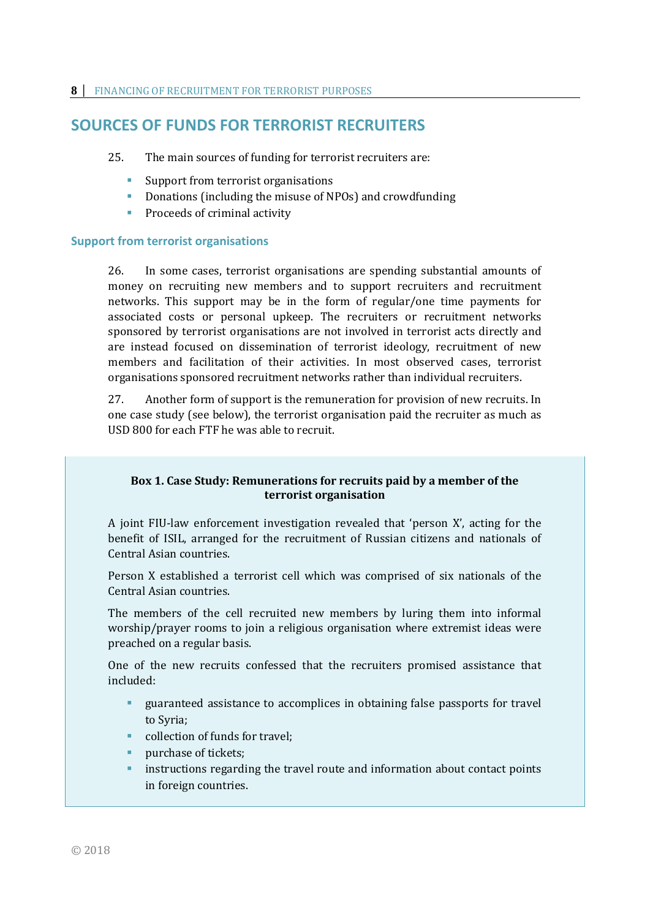## SOURCES OF FUNDS FOR TERRORIST RECRUITERS

25. The main sources of funding for terrorist recruiters are:

- Support from terrorist organisations
- Donations (including the misuse of NPOs) and crowdfunding
- Proceeds of criminal activity

### Support from terrorist organisations

26. In some cases, terrorist organisations are spending substantial amounts of money on recruiting new members and to support recruiters and recruitment networks. This support may be in the form of regular/one time payments for associated costs or personal upkeep. The recruiters or recruitment networks sponsored by terrorist organisations are not involved in terrorist acts directly and are instead focused on dissemination of terrorist ideology, recruitment of new members and facilitation of their activities. In most observed cases, terrorist organisations sponsored recruitment networks rather than individual recruiters.

27. Another form of support is the remuneration for provision of new recruits. In one case study (see below), the terrorist organisation paid the recruiter as much as USD 800 for each FTF he was able to recruit.

**Box 1. Case Study: Remunerations for recruits paid by a member of the terrorist organisation**

A joint FIU-law enforcement investigation revealed that 'person X', acting for the benefit of ISIL, arranged for the recruitment of Russian citizens and nationals of Central Asian countries.

Person X established a terrorist cell which was comprised of six nationals of the Central Asian countries.

The members of the cell recruited new members by luring them into informal worship/prayer rooms to join a religious organisation where extremist ideas were preached on a regular basis.

One of the new recruits confessed that the recruiters promised assistance that included:

- guaranteed assistance to accomplices in obtaining false passports for travel to Syria;
- collection of funds for travel;
- purchase of tickets;
- instructions regarding the travel route and information about contact points in foreign countries.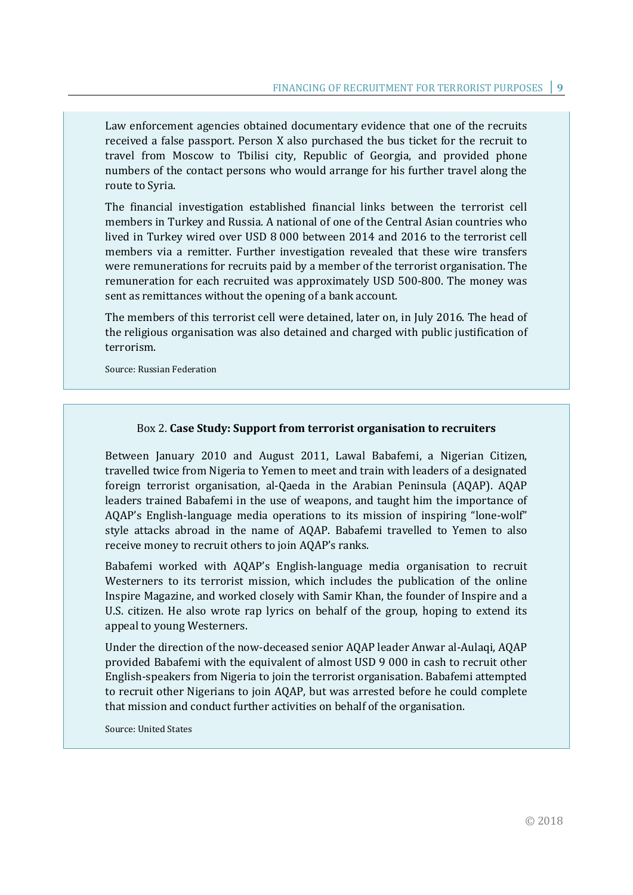Law enforcement agencies obtained documentary evidence that one of the recruits received a false passport. Person X also purchased the bus ticket for the recruit to travel from Moscow to Tbilisi city, Republic of Georgia, and provided phone numbers of the contact persons who would arrange for his further travel along the route to Syria.

The financial investigation established financial links between the terrorist cell members in Turkey and Russia. A national of one of the Central Asian countries who lived in Turkey wired over USD 8 000 between 2014 and 2016 to the terrorist cell members via a remitter. Further investigation revealed that these wire transfers were remunerations for recruits paid by a member of the terrorist organisation. The remuneration for each recruited was approximately USD 500-800. The money was sent as remittances without the opening of a bank account.

The members of this terrorist cell were detained, later on, in July 2016. The head of the religious organisation was also detained and charged with public justification of terrorism.

Source: Russian Federation

Box 2. **Case Study: Support from terrorist organisation to recruiters**

Between January 2010 and August 2011, Lawal Babafemi, a Nigerian Citizen, travelled twice from Nigeria to Yemen to meet and train with leaders of a designated foreign terrorist organisation, al-Qaeda in the Arabian Peninsula (AQAP). AQAP leaders trained Babafemi in the use of weapons, and taught him the importance of AQAP's English-language media operations to its mission of inspiring "lone-wolf" style attacks abroad in the name of AQAP. Babafemi travelled to Yemen to also receive money to recruit others to join AQAP's ranks.

Babafemi worked with AQAP's English-language media organisation to recruit Westerners to its terrorist mission, which includes the publication of the online Inspire Magazine, and worked closely with Samir Khan, the founder of Inspire and a U.S. citizen. He also wrote rap lyrics on behalf of the group, hoping to extend its appeal to young Westerners.

Under the direction of the now-deceased senior AQAP leader Anwar al-Aulaqi, AQAP provided Babafemi with the equivalent of almost USD 9 000 in cash to recruit other English-speakers from Nigeria to join the terrorist organisation. Babafemi attempted to recruit other Nigerians to join AQAP, but was arrested before he could complete that mission and conduct further activities on behalf of the organisation.

Source: United States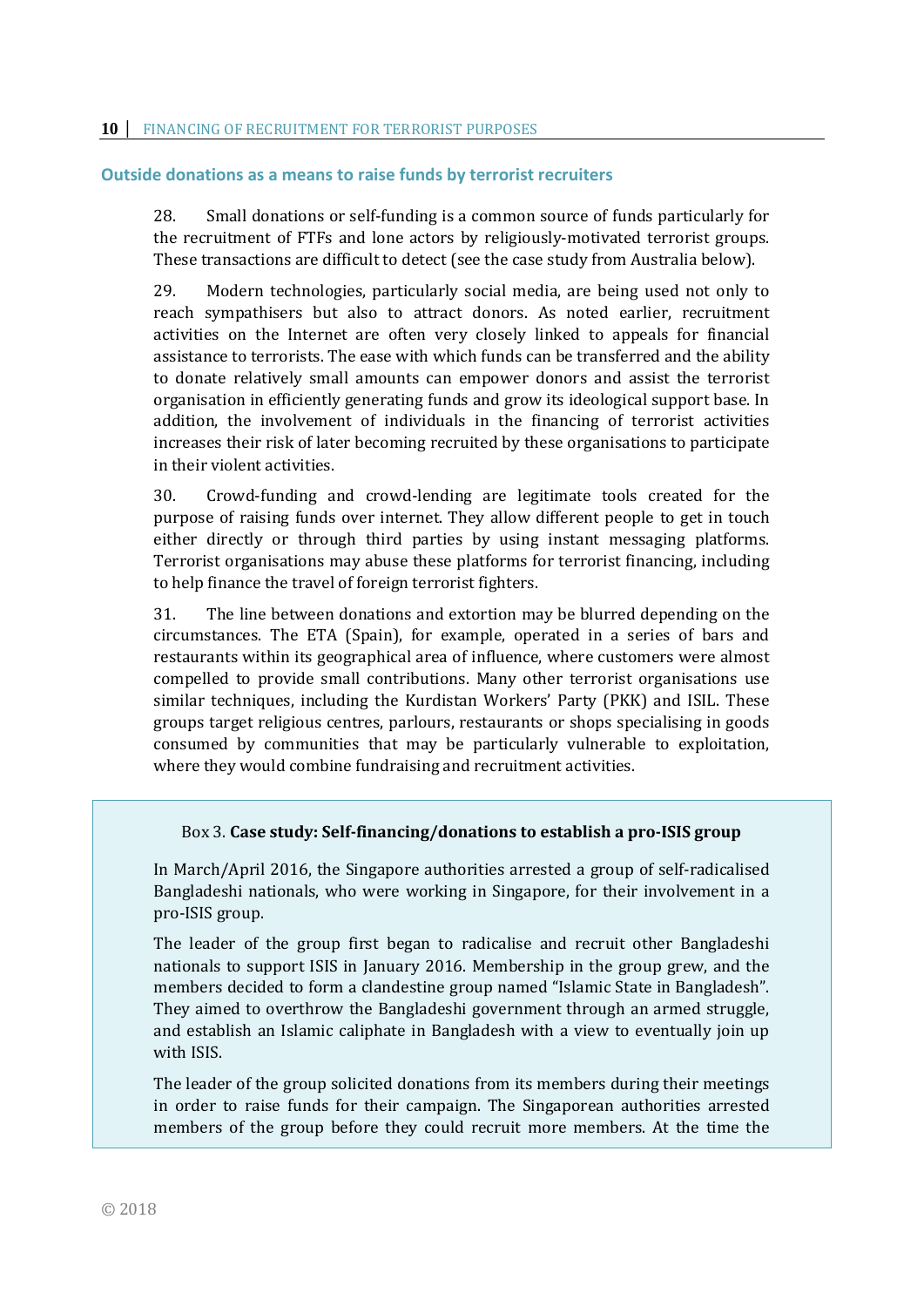## Outside donations as a means to raise funds by terrorist recruiters

28. Small donations or self-funding is a common source of funds particularly for the recruitment of FTFs and lone actors by religiously-motivated terrorist groups. These transactions are difficult to detect (see the case study from Australia below).

29. Modern technologies, particularly social media, are being used not only to reach sympathisers but also to attract donors. As noted earlier, recruitment activities on the Internet are often very closely linked to appeals for financial assistance to terrorists. The ease with which funds can be transferred and the ability to donate relatively small amounts can empower donors and assist the terrorist organisation in efficiently generating funds and grow its ideological support base. In addition, the involvement of individuals in the financing of terrorist activities increases their risk of later becoming recruited by these organisations to participate in their violent activities.

30. Crowd-funding and crowd-lending are legitimate tools created for the purpose of raising funds over internet. They allow different people to get in touch either directly or through third parties by using instant messaging platforms. Terrorist organisations may abuse these platforms for terrorist financing, including to help finance the travel of foreign terrorist fighters.

31. The line between donations and extortion may be blurred depending on the circumstances. The ETA (Spain), for example, operated in a series of bars and restaurants within its geographical area of influence, where customers were almost compelled to provide small contributions. Many other terrorist organisations use similar techniques, including the Kurdistan Workers' Party (PKK) and ISIL. These groups target religious centres, parlours, restaurants or shops specialising in goods consumed by communities that may be particularly vulnerable to exploitation, where they would combine fundraising and recruitment activities.

Box 3. **Case study: Self-financing/donations to establish a pro-ISIS group**

In March/April 2016, the Singapore authorities arrested a group of self-radicalised Bangladeshi nationals, who were working in Singapore, for their involvement in a pro-ISIS group.

The leader of the group first began to radicalise and recruit other Bangladeshi nationals to support ISIS in January 2016. Membership in the group grew, and the members decided to form a clandestine group named "Islamic State in Bangladesh". They aimed to overthrow the Bangladeshi government through an armed struggle, and establish an Islamic caliphate in Bangladesh with a view to eventually join up with ISIS.

The leader of the group solicited donations from its members during their meetings in order to raise funds for their campaign. The Singaporean authorities arrested members of the group before they could recruit more members. At the time the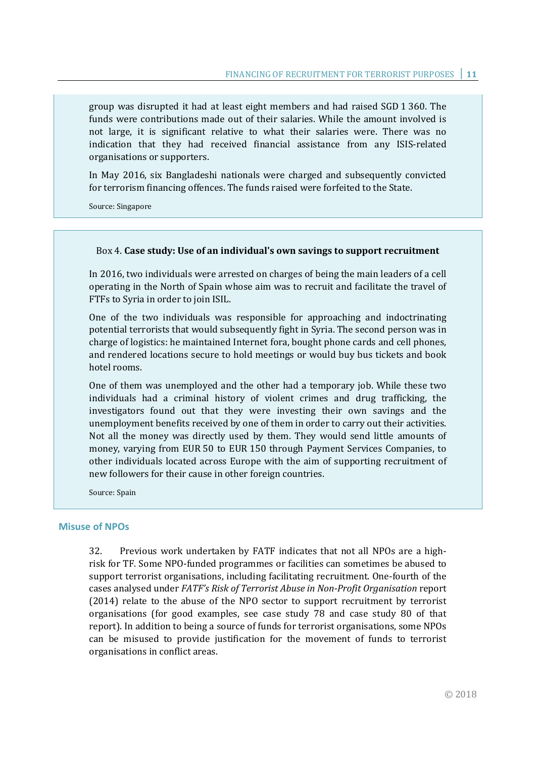group was disrupted it had at least eight members and had raised SGD 1 360. The funds were contributions made out of their salaries. While the amount involved is not large, it is significant relative to what their salaries were. There was no indication that they had received financial assistance from any ISIS-related organisations or supporters.

In May 2016, six Bangladeshi nationals were charged and subsequently convicted for terrorism financing offences. The funds raised were forfeited to the State.

Source: Singapore

Box 4. **Case study: Use of an individual's own savings to support recruitment**

In 2016, two individuals were arrested on charges of being the main leaders of a cell operating in the North of Spain whose aim was to recruit and facilitate the travel of FTFs to Syria in order to join ISIL.

One of the two individuals was responsible for approaching and indoctrinating potential terrorists that would subsequently fight in Syria. The second person was in charge of logistics: he maintained Internet fora, bought phone cards and cell phones, and rendered locations secure to hold meetings or would buy bus tickets and book hotel rooms.

One of them was unemployed and the other had a temporary job. While these two individuals had a criminal history of violent crimes and drug trafficking, the investigators found out that they were investing their own savings and the unemployment benefits received by one of them in order to carry out their activities. Not all the money was directly used by them. They would send little amounts of money, varying from EUR 50 to EUR 150 through Payment Services Companies, to other individuals located across Europe with the aim of supporting recruitment of new followers for their cause in other foreign countries.

Source: Spain

### Misuse of NPOs

32. Previous work undertaken by FATF indicates that not all NPOs are a high-risk for TF. Some NPO-funded programmes or facilities can sometimes be abused to support terrorist organisations, including facilitating recruitment. One-fourth of the cases analysed under *FATF's Risk of Terrorist Abuse in Non-Profit Organisation* report (2014) relate to the abuse of the NPO sector to support recruitment by terrorist organisations (for good examples, see case study 78 and case study 80 of that report). In addition to being a source of funds for terrorist organisations, some NPOs can be misused to provide justification for the movement of funds to terrorist organisations in conflict areas.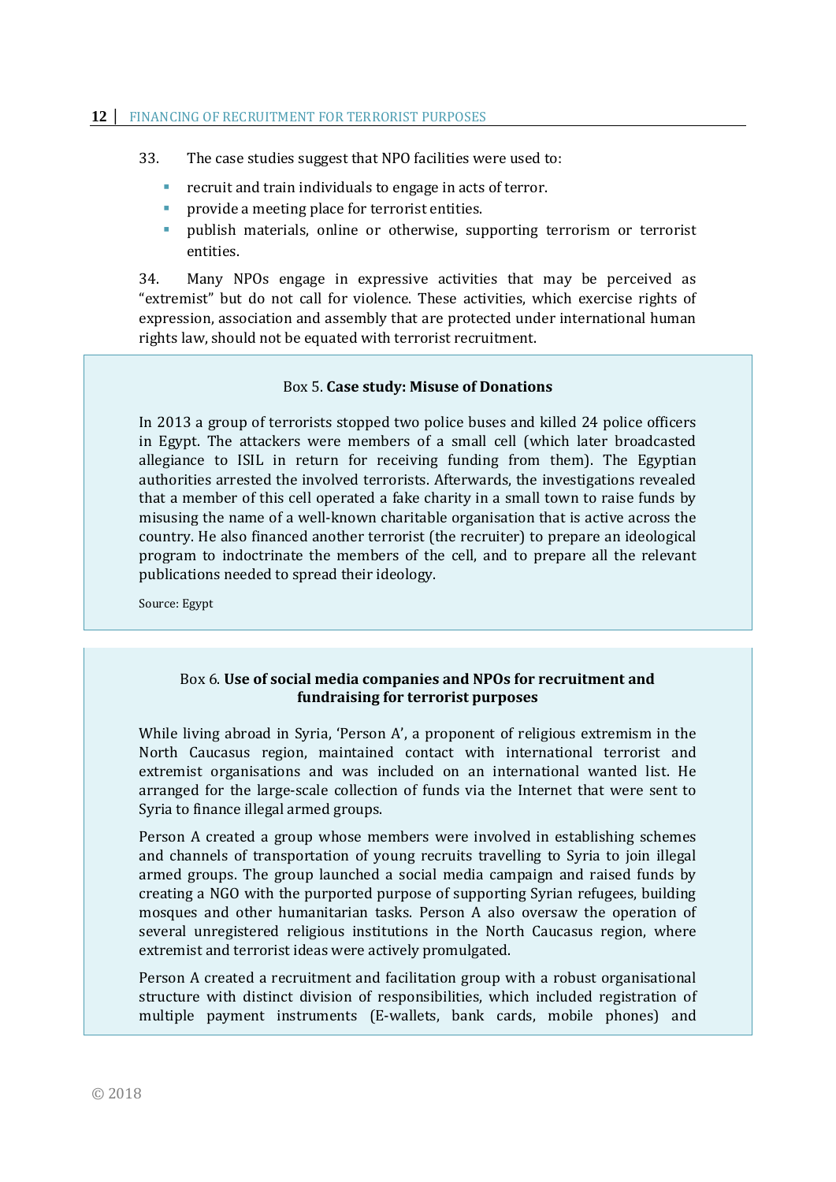33. The case studies suggest that NPO facilities were used to:

- recruit and train individuals to engage in acts of terror.
- provide a meeting place for terrorist entities.
- publish materials, online or otherwise, supporting terrorism or terrorist entities.

34. Many NPOs engage in expressive activities that may be perceived as "extremist" but do not call for violence. These activities, which exercise rights of expression, association and assembly that are protected under international human rights law, should not be equated with terrorist recruitment.

> Box 5. **Case study: Misuse of Donations**
>
> In 2013 a group of terrorists stopped two police buses and killed 24 police officers in Egypt. The attackers were members of a small cell (which later broadcasted allegiance to ISIL in return for receiving funding from them). The Egyptian authorities arrested the involved terrorists. Afterwards, the investigations revealed that a member of this cell operated a fake charity in a small town to raise funds by misusing the name of a well-known charitable organisation that is active across the country. He also financed another terrorist (the recruiter) to prepare an ideological program to indoctrinate the members of the cell, and to prepare all the relevant publications needed to spread their ideology.
>
> Source: Egypt

> Box 6. **Use of social media companies and NPOs for recruitment and fundraising for terrorist purposes**
>
> While living abroad in Syria, 'Person A', a proponent of religious extremism in the North Caucasus region, maintained contact with international terrorist and extremist organisations and was included on an international wanted list. He arranged for the large-scale collection of funds via the Internet that were sent to Syria to finance illegal armed groups.
>
> Person A created a group whose members were involved in establishing schemes and channels of transportation of young recruits travelling to Syria to join illegal armed groups. The group launched a social media campaign and raised funds by creating a NGO with the purported purpose of supporting Syrian refugees, building mosques and other humanitarian tasks. Person A also oversaw the operation of several unregistered religious institutions in the North Caucasus region, where extremist and terrorist ideas were actively promulgated.
>
> Person A created a recruitment and facilitation group with a robust organisational structure with distinct division of responsibilities, which included registration of multiple payment instruments (E-wallets, bank cards, mobile phones) and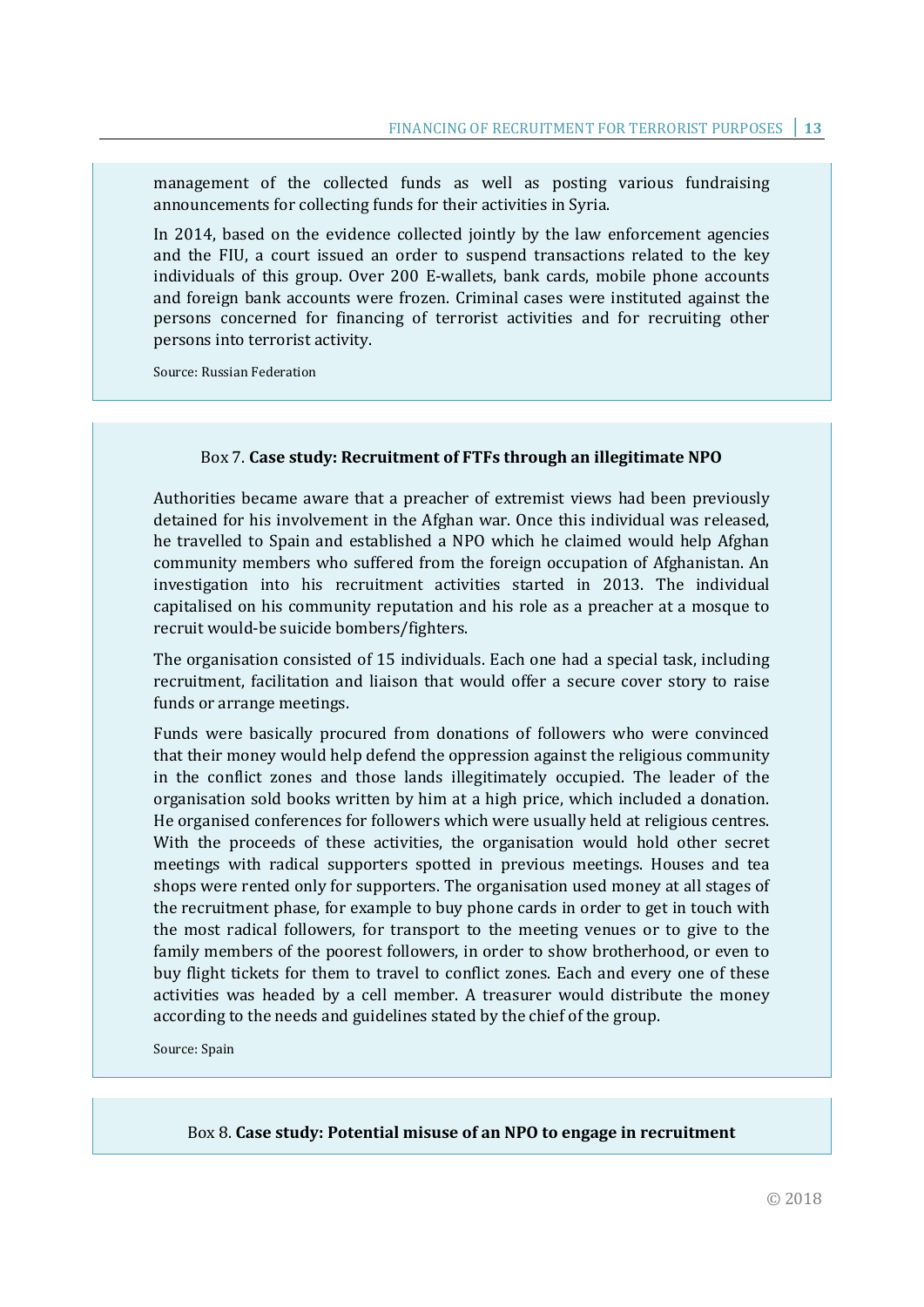management of the collected funds as well as posting various fundraising announcements for collecting funds for their activities in Syria.

In 2014, based on the evidence collected jointly by the law enforcement agencies and the FIU, a court issued an order to suspend transactions related to the key individuals of this group. Over 200 E-wallets, bank cards, mobile phone accounts and foreign bank accounts were frozen. Criminal cases were instituted against the persons concerned for financing of terrorist activities and for recruiting other persons into terrorist activity.

Source: Russian Federation

Box 7. **Case study: Recruitment of FTFs through an illegitimate NPO**

Authorities became aware that a preacher of extremist views had been previously detained for his involvement in the Afghan war. Once this individual was released, he travelled to Spain and established a NPO which he claimed would help Afghan community members who suffered from the foreign occupation of Afghanistan. An investigation into his recruitment activities started in 2013. The individual capitalised on his community reputation and his role as a preacher at a mosque to recruit would-be suicide bombers/fighters.

The organisation consisted of 15 individuals. Each one had a special task, including recruitment, facilitation and liaison that would offer a secure cover story to raise funds or arrange meetings.

Funds were basically procured from donations of followers who were convinced that their money would help defend the oppression against the religious community in the conflict zones and those lands illegitimately occupied. The leader of the organisation sold books written by him at a high price, which included a donation. He organised conferences for followers which were usually held at religious centres. With the proceeds of these activities, the organisation would hold other secret meetings with radical supporters spotted in previous meetings. Houses and tea shops were rented only for supporters. The organisation used money at all stages of the recruitment phase, for example to buy phone cards in order to get in touch with the most radical followers, for transport to the meeting venues or to give to the family members of the poorest followers, in order to show brotherhood, or even to buy flight tickets for them to travel to conflict zones. Each and every one of these activities was headed by a cell member. A treasurer would distribute the money according to the needs and guidelines stated by the chief of the group.

Source: Spain

Box 8. **Case study: Potential misuse of an NPO to engage in recruitment**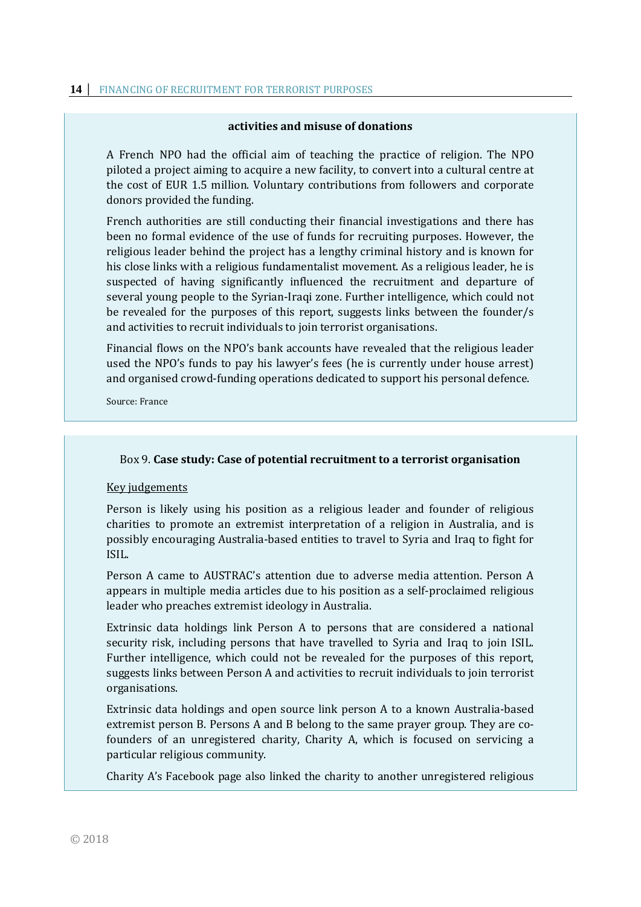**activities and misuse of donations**

A French NPO had the official aim of teaching the practice of religion. The NPO piloted a project aiming to acquire a new facility, to convert into a cultural centre at the cost of EUR 1.5 million. Voluntary contributions from followers and corporate donors provided the funding.

French authorities are still conducting their financial investigations and there has been no formal evidence of the use of funds for recruiting purposes. However, the religious leader behind the project has a lengthy criminal history and is known for his close links with a religious fundamentalist movement. As a religious leader, he is suspected of having significantly influenced the recruitment and departure of several young people to the Syrian-Iraqi zone. Further intelligence, which could not be revealed for the purposes of this report, suggests links between the founder/s and activities to recruit individuals to join terrorist organisations.

Financial flows on the NPO's bank accounts have revealed that the religious leader used the NPO's funds to pay his lawyer's fees (he is currently under house arrest) and organised crowd-funding operations dedicated to support his personal defence.

Source: France

Box 9. **Case study: Case of potential recruitment to a terrorist organisation**

Key judgements

Person is likely using his position as a religious leader and founder of religious charities to promote an extremist interpretation of a religion in Australia, and is possibly encouraging Australia-based entities to travel to Syria and Iraq to fight for ISIL.

Person A came to AUSTRAC's attention due to adverse media attention. Person A appears in multiple media articles due to his position as a self-proclaimed religious leader who preaches extremist ideology in Australia.

Extrinsic data holdings link Person A to persons that are considered a national security risk, including persons that have travelled to Syria and Iraq to join ISIL. Further intelligence, which could not be revealed for the purposes of this report, suggests links between Person A and activities to recruit individuals to join terrorist organisations.

Extrinsic data holdings and open source link person A to a known Australia-based extremist person B. Persons A and B belong to the same prayer group. They are co-founders of an unregistered charity, Charity A, which is focused on servicing a particular religious community.

Charity A's Facebook page also linked the charity to another unregistered religious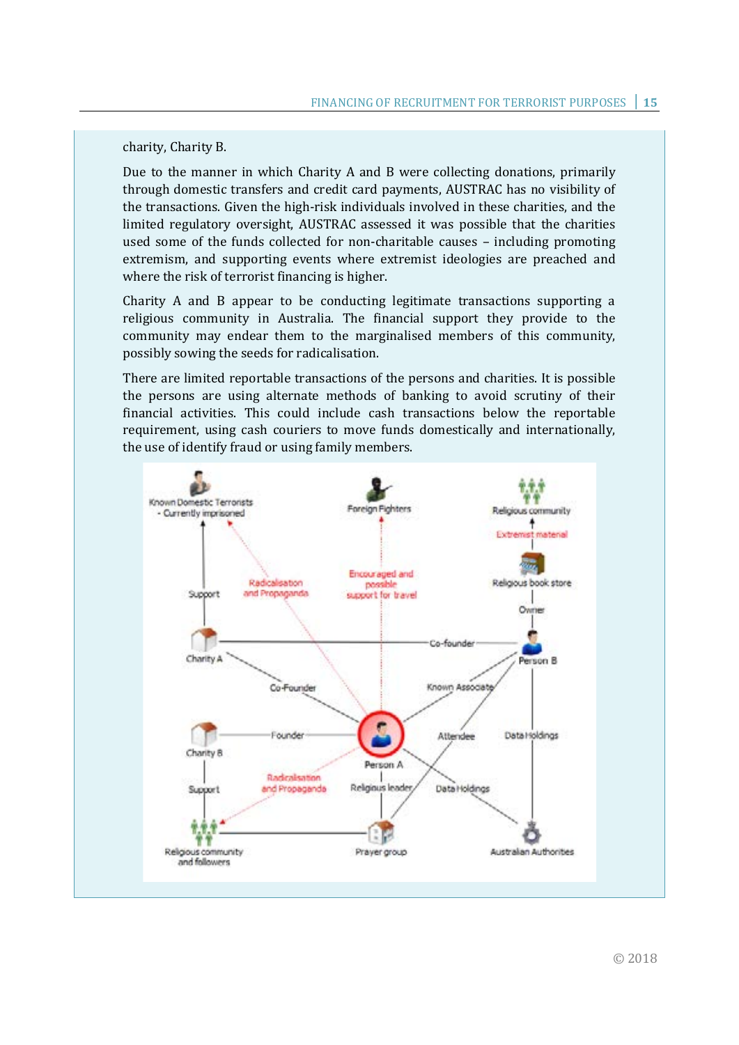charity, Charity B.

Due to the manner in which Charity A and B were collecting donations, primarily through domestic transfers and credit card payments, AUSTRAC has no visibility of the transactions. Given the high-risk individuals involved in these charities, and the limited regulatory oversight, AUSTRAC assessed it was possible that the charities used some of the funds collected for non-charitable causes – including promoting extremism, and supporting events where extremist ideologies are preached and where the risk of terrorist financing is higher.

Charity A and B appear to be conducting legitimate transactions supporting a religious community in Australia. The financial support they provide to the community may endear them to the marginalised members of this community, possibly sowing the seeds for radicalisation.

There are limited reportable transactions of the persons and charities. It is possible the persons are using alternate methods of banking to avoid scrutiny of their financial activities. This could include cash transactions below the reportable requirement, using cash couriers to move funds domestically and internationally, the use of identify fraud or using family members.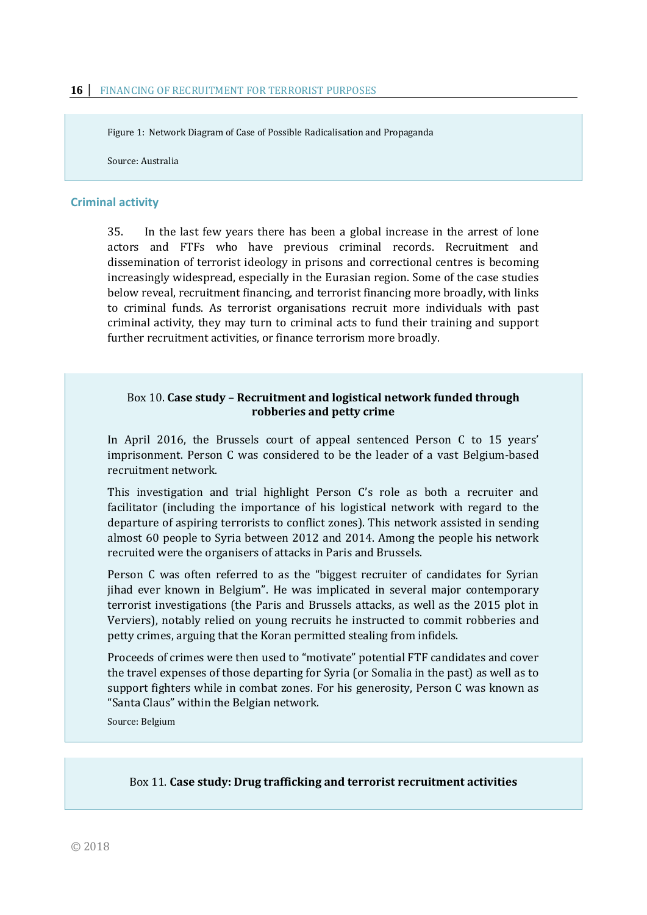Figure 1: Network Diagram of Case of Possible Radicalisation and Propaganda

Source: Australia

### Criminal activity

35. In the last few years there has been a global increase in the arrest of lone actors and FTFs who have previous criminal records. Recruitment and dissemination of terrorist ideology in prisons and correctional centres is becoming increasingly widespread, especially in the Eurasian region. Some of the case studies below reveal, recruitment financing, and terrorist financing more broadly, with links to criminal funds. As terrorist organisations recruit more individuals with past criminal activity, they may turn to criminal acts to fund their training and support further recruitment activities, or finance terrorism more broadly.

Box 10. **Case study – Recruitment and logistical network funded through robberies and petty crime**

In April 2016, the Brussels court of appeal sentenced Person C to 15 years' imprisonment. Person C was considered to be the leader of a vast Belgium-based recruitment network.

This investigation and trial highlight Person C's role as both a recruiter and facilitator (including the importance of his logistical network with regard to the departure of aspiring terrorists to conflict zones). This network assisted in sending almost 60 people to Syria between 2012 and 2014. Among the people his network recruited were the organisers of attacks in Paris and Brussels.

Person C was often referred to as the "biggest recruiter of candidates for Syrian jihad ever known in Belgium". He was implicated in several major contemporary terrorist investigations (the Paris and Brussels attacks, as well as the 2015 plot in Verviers), notably relied on young recruits he instructed to commit robberies and petty crimes, arguing that the Koran permitted stealing from infidels.

Proceeds of crimes were then used to "motivate" potential FTF candidates and cover the travel expenses of those departing for Syria (or Somalia in the past) as well as to support fighters while in combat zones. For his generosity, Person C was known as "Santa Claus" within the Belgian network.

Source: Belgium

Box 11. **Case study: Drug trafficking and terrorist recruitment activities**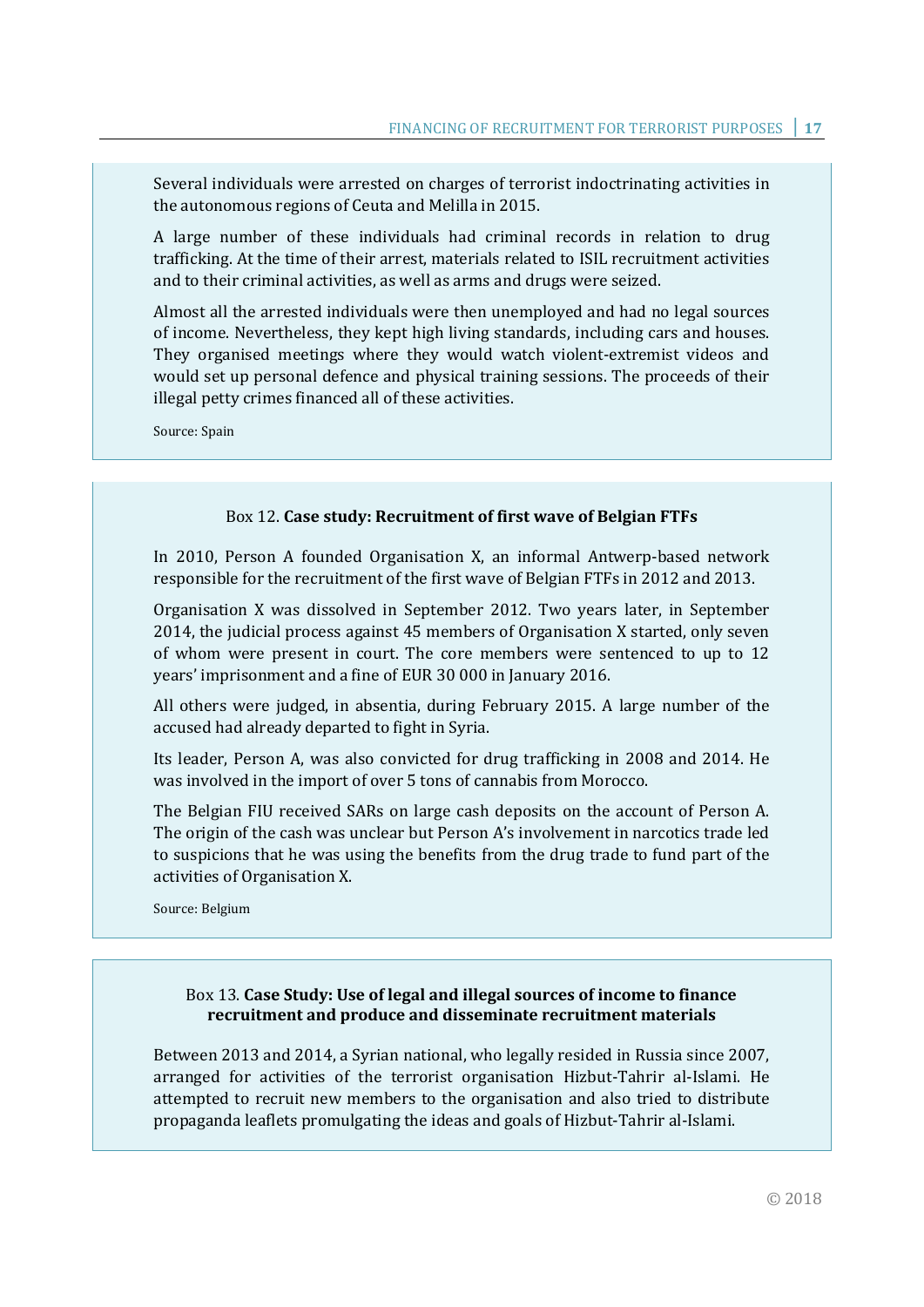Several individuals were arrested on charges of terrorist indoctrinating activities in the autonomous regions of Ceuta and Melilla in 2015.

A large number of these individuals had criminal records in relation to drug trafficking. At the time of their arrest, materials related to ISIL recruitment activities and to their criminal activities, as well as arms and drugs were seized.

Almost all the arrested individuals were then unemployed and had no legal sources of income. Nevertheless, they kept high living standards, including cars and houses. They organised meetings where they would watch violent-extremist videos and would set up personal defence and physical training sessions. The proceeds of their illegal petty crimes financed all of these activities.

Source: Spain

Box 12. **Case study: Recruitment of first wave of Belgian FTFs**

In 2010, Person A founded Organisation X, an informal Antwerp-based network responsible for the recruitment of the first wave of Belgian FTFs in 2012 and 2013.

Organisation X was dissolved in September 2012. Two years later, in September 2014, the judicial process against 45 members of Organisation X started, only seven of whom were present in court. The core members were sentenced to up to 12 years' imprisonment and a fine of EUR 30 000 in January 2016.

All others were judged, in absentia, during February 2015. A large number of the accused had already departed to fight in Syria.

Its leader, Person A, was also convicted for drug trafficking in 2008 and 2014. He was involved in the import of over 5 tons of cannabis from Morocco.

The Belgian FIU received SARs on large cash deposits on the account of Person A. The origin of the cash was unclear but Person A's involvement in narcotics trade led to suspicions that he was using the benefits from the drug trade to fund part of the activities of Organisation X.

Source: Belgium

Box 13. **Case Study: Use of legal and illegal sources of income to finance recruitment and produce and disseminate recruitment materials**

Between 2013 and 2014, a Syrian national, who legally resided in Russia since 2007, arranged for activities of the terrorist organisation Hizbut-Tahrir al-Islami. He attempted to recruit new members to the organisation and also tried to distribute propaganda leaflets promulgating the ideas and goals of Hizbut-Tahrir al-Islami.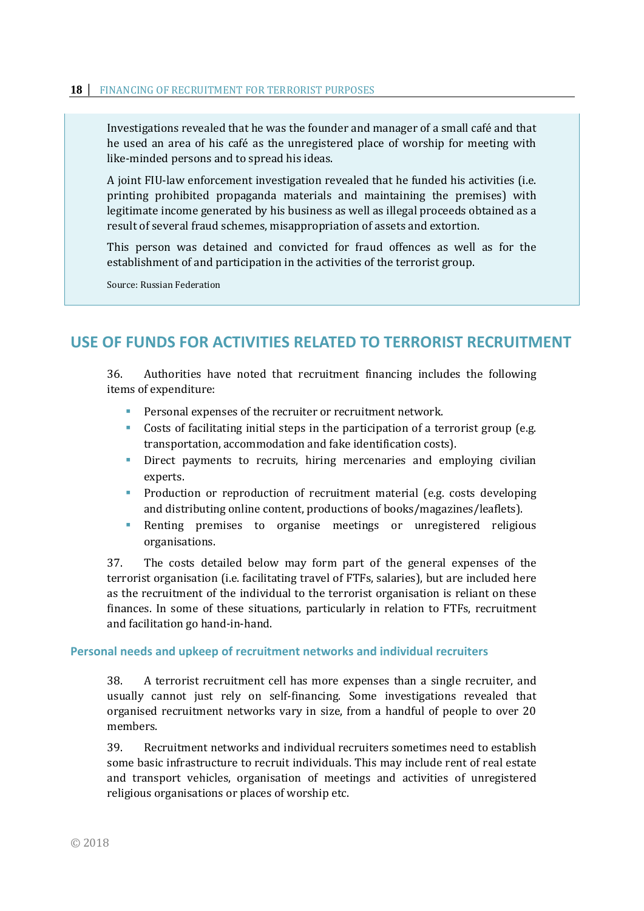Investigations revealed that he was the founder and manager of a small café and that he used an area of his café as the unregistered place of worship for meeting with like-minded persons and to spread his ideas.

A joint FIU-law enforcement investigation revealed that he funded his activities (i.e. printing prohibited propaganda materials and maintaining the premises) with legitimate income generated by his business as well as illegal proceeds obtained as a result of several fraud schemes, misappropriation of assets and extortion.

This person was detained and convicted for fraud offences as well as for the establishment of and participation in the activities of the terrorist group.

Source: Russian Federation

## USE OF FUNDS FOR ACTIVITIES RELATED TO TERRORIST RECRUITMENT

36. Authorities have noted that recruitment financing includes the following items of expenditure:

- Personal expenses of the recruiter or recruitment network.
- Costs of facilitating initial steps in the participation of a terrorist group (e.g. transportation, accommodation and fake identification costs).
- Direct payments to recruits, hiring mercenaries and employing civilian experts.
- Production or reproduction of recruitment material (e.g. costs developing and distributing online content, productions of books/magazines/leaflets).
- Renting premises to organise meetings or unregistered religious organisations.

37. The costs detailed below may form part of the general expenses of the terrorist organisation (i.e. facilitating travel of FTFs, salaries), but are included here as the recruitment of the individual to the terrorist organisation is reliant on these finances. In some of these situations, particularly in relation to FTFs, recruitment and facilitation go hand-in-hand.

### Personal needs and upkeep of recruitment networks and individual recruiters

38. A terrorist recruitment cell has more expenses than a single recruiter, and usually cannot just rely on self-financing. Some investigations revealed that organised recruitment networks vary in size, from a handful of people to over 20 members.

39. Recruitment networks and individual recruiters sometimes need to establish some basic infrastructure to recruit individuals. This may include rent of real estate and transport vehicles, organisation of meetings and activities of unregistered religious organisations or places of worship etc.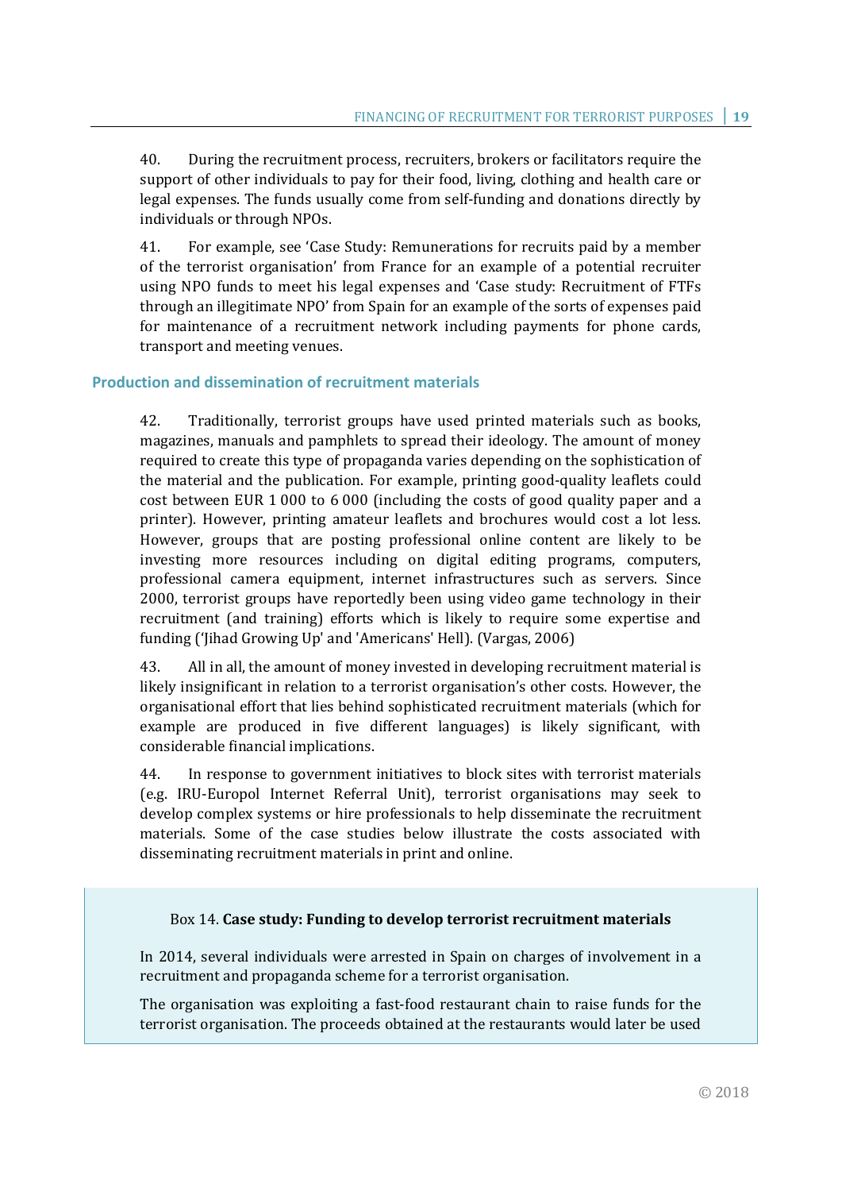40. During the recruitment process, recruiters, brokers or facilitators require the support of other individuals to pay for their food, living, clothing and health care or legal expenses. The funds usually come from self-funding and donations directly by individuals or through NPOs.

41. For example, see 'Case Study: Remunerations for recruits paid by a member of the terrorist organisation' from France for an example of a potential recruiter using NPO funds to meet his legal expenses and 'Case study: Recruitment of FTFs through an illegitimate NPO' from Spain for an example of the sorts of expenses paid for maintenance of a recruitment network including payments for phone cards, transport and meeting venues.

### Production and dissemination of recruitment materials

42. Traditionally, terrorist groups have used printed materials such as books, magazines, manuals and pamphlets to spread their ideology. The amount of money required to create this type of propaganda varies depending on the sophistication of the material and the publication. For example, printing good-quality leaflets could cost between EUR 1 000 to 6 000 (including the costs of good quality paper and a printer). However, printing amateur leaflets and brochures would cost a lot less. However, groups that are posting professional online content are likely to be investing more resources including on digital editing programs, computers, professional camera equipment, internet infrastructures such as servers. Since 2000, terrorist groups have reportedly been using video game technology in their recruitment (and training) efforts which is likely to require some expertise and funding ('Jihad Growing Up' and 'Americans' Hell). (Vargas, 2006)

43. All in all, the amount of money invested in developing recruitment material is likely insignificant in relation to a terrorist organisation's other costs. However, the organisational effort that lies behind sophisticated recruitment materials (which for example are produced in five different languages) is likely significant, with considerable financial implications.

44. In response to government initiatives to block sites with terrorist materials (e.g. IRU-Europol Internet Referral Unit), terrorist organisations may seek to develop complex systems or hire professionals to help disseminate the recruitment materials. Some of the case studies below illustrate the costs associated with disseminating recruitment materials in print and online.

Box 14. **Case study: Funding to develop terrorist recruitment materials**

In 2014, several individuals were arrested in Spain on charges of involvement in a recruitment and propaganda scheme for a terrorist organisation.

The organisation was exploiting a fast-food restaurant chain to raise funds for the terrorist organisation. The proceeds obtained at the restaurants would later be used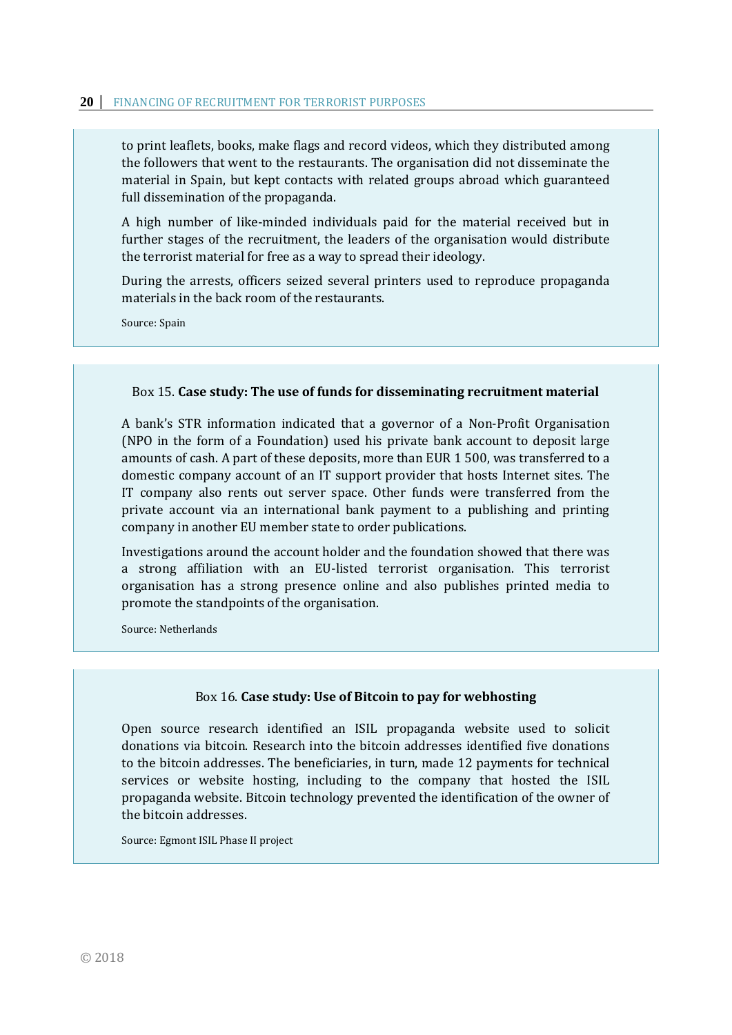to print leaflets, books, make flags and record videos, which they distributed among the followers that went to the restaurants. The organisation did not disseminate the material in Spain, but kept contacts with related groups abroad which guaranteed full dissemination of the propaganda.

A high number of like-minded individuals paid for the material received but in further stages of the recruitment, the leaders of the organisation would distribute the terrorist material for free as a way to spread their ideology.

During the arrests, officers seized several printers used to reproduce propaganda materials in the back room of the restaurants.

Source: Spain

Box 15. **Case study: The use of funds for disseminating recruitment material**

A bank's STR information indicated that a governor of a Non-Profit Organisation (NPO in the form of a Foundation) used his private bank account to deposit large amounts of cash. A part of these deposits, more than EUR 1 500, was transferred to a domestic company account of an IT support provider that hosts Internet sites. The IT company also rents out server space. Other funds were transferred from the private account via an international bank payment to a publishing and printing company in another EU member state to order publications.

Investigations around the account holder and the foundation showed that there was a strong affiliation with an EU-listed terrorist organisation. This terrorist organisation has a strong presence online and also publishes printed media to promote the standpoints of the organisation.

Source: Netherlands

Box 16. **Case study: Use of Bitcoin to pay for webhosting**

Open source research identified an ISIL propaganda website used to solicit donations via bitcoin. Research into the bitcoin addresses identified five donations to the bitcoin addresses. The beneficiaries, in turn, made 12 payments for technical services or website hosting, including to the company that hosted the ISIL propaganda website. Bitcoin technology prevented the identification of the owner of the bitcoin addresses.

Source: Egmont ISIL Phase II project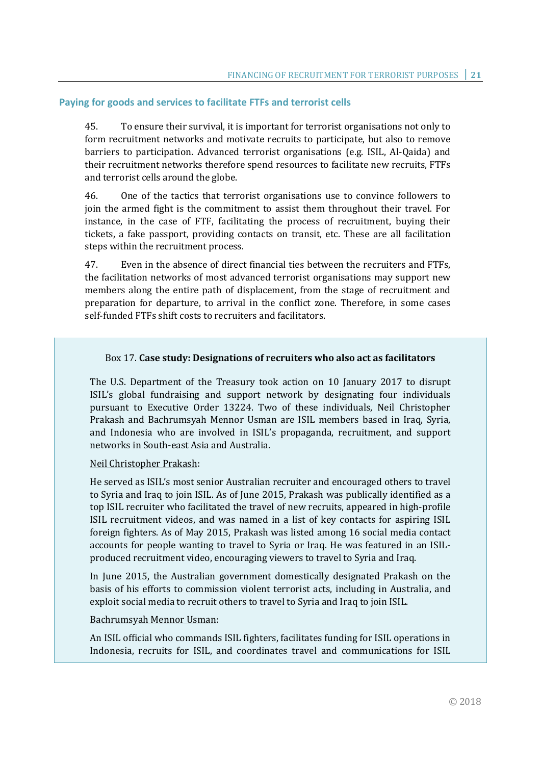## Paying for goods and services to facilitate FTFs and terrorist cells

45. To ensure their survival, it is important for terrorist organisations not only to form recruitment networks and motivate recruits to participate, but also to remove barriers to participation. Advanced terrorist organisations (e.g. ISIL, Al-Qaida) and their recruitment networks therefore spend resources to facilitate new recruits, FTFs and terrorist cells around the globe.

46. One of the tactics that terrorist organisations use to convince followers to join the armed fight is the commitment to assist them throughout their travel. For instance, in the case of FTF, facilitating the process of recruitment, buying their tickets, a fake passport, providing contacts on transit, etc. These are all facilitation steps within the recruitment process.

47. Even in the absence of direct financial ties between the recruiters and FTFs, the facilitation networks of most advanced terrorist organisations may support new members along the entire path of displacement, from the stage of recruitment and preparation for departure, to arrival in the conflict zone. Therefore, in some cases self-funded FTFs shift costs to recruiters and facilitators.

Box 17. **Case study: Designations of recruiters who also act as facilitators**

The U.S. Department of the Treasury took action on 10 January 2017 to disrupt ISIL's global fundraising and support network by designating four individuals pursuant to Executive Order 13224. Two of these individuals, Neil Christopher Prakash and Bachrumsyah Mennor Usman are ISIL members based in Iraq, Syria, and Indonesia who are involved in ISIL's propaganda, recruitment, and support networks in South-east Asia and Australia.

Neil Christopher Prakash:

He served as ISIL's most senior Australian recruiter and encouraged others to travel to Syria and Iraq to join ISIL. As of June 2015, Prakash was publically identified as a top ISIL recruiter who facilitated the travel of new recruits, appeared in high-profile ISIL recruitment videos, and was named in a list of key contacts for aspiring ISIL foreign fighters. As of May 2015, Prakash was listed among 16 social media contact accounts for people wanting to travel to Syria or Iraq. He was featured in an ISIL-produced recruitment video, encouraging viewers to travel to Syria and Iraq.

In June 2015, the Australian government domestically designated Prakash on the basis of his efforts to commission violent terrorist acts, including in Australia, and exploit social media to recruit others to travel to Syria and Iraq to join ISIL.

Bachrumsyah Mennor Usman:

An ISIL official who commands ISIL fighters, facilitates funding for ISIL operations in Indonesia, recruits for ISIL, and coordinates travel and communications for ISIL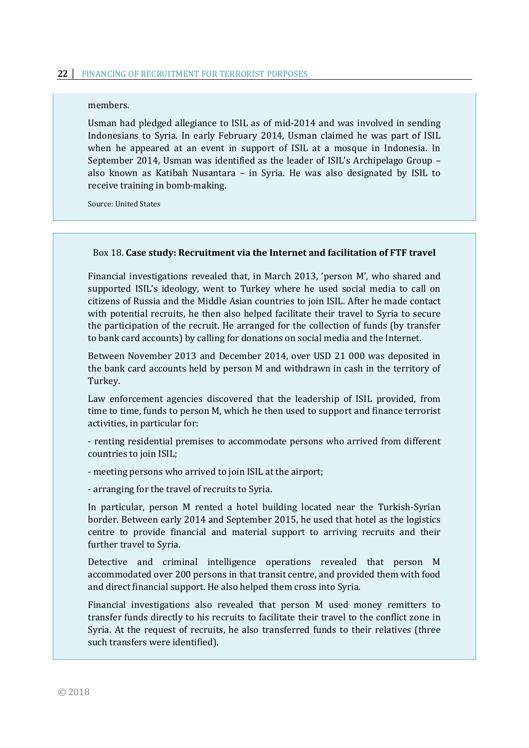members.

Usman had pledged allegiance to ISIL as of mid-2014 and was involved in sending Indonesians to Syria. In early February 2014, Usman claimed he was part of ISIL when he appeared at an event in support of ISIL at a mosque in Indonesia. In September 2014, Usman was identified as the leader of ISIL's Archipelago Group – also known as Katibah Nusantara – in Syria. He was also designated by ISIL to receive training in bomb-making.

Source: United States

Box 18. **Case study: Recruitment via the Internet and facilitation of FTF travel**

Financial investigations revealed that, in March 2013, 'person M', who shared and supported ISIL's ideology, went to Turkey where he used social media to call on citizens of Russia and the Middle Asian countries to join ISIL. After he made contact with potential recruits, he then also helped facilitate their travel to Syria to secure the participation of the recruit. He arranged for the collection of funds (by transfer to bank card accounts) by calling for donations on social media and the Internet.

Between November 2013 and December 2014, over USD 21 000 was deposited in the bank card accounts held by person M and withdrawn in cash in the territory of Turkey.

Law enforcement agencies discovered that the leadership of ISIL provided, from time to time, funds to person M, which he then used to support and finance terrorist activities, in particular for:

- renting residential premises to accommodate persons who arrived from different countries to join ISIL;

- meeting persons who arrived to join ISIL at the airport;

- arranging for the travel of recruits to Syria.

In particular, person M rented a hotel building located near the Turkish-Syrian border. Between early 2014 and September 2015, he used that hotel as the logistics centre to provide financial and material support to arriving recruits and their further travel to Syria.

Detective and criminal intelligence operations revealed that person M accommodated over 200 persons in that transit centre, and provided them with food and direct financial support. He also helped them cross into Syria.

Financial investigations also revealed that person M used money remitters to transfer funds directly to his recruits to facilitate their travel to the conflict zone in Syria. At the request of recruits, he also transferred funds to their relatives (three such transfers were identified).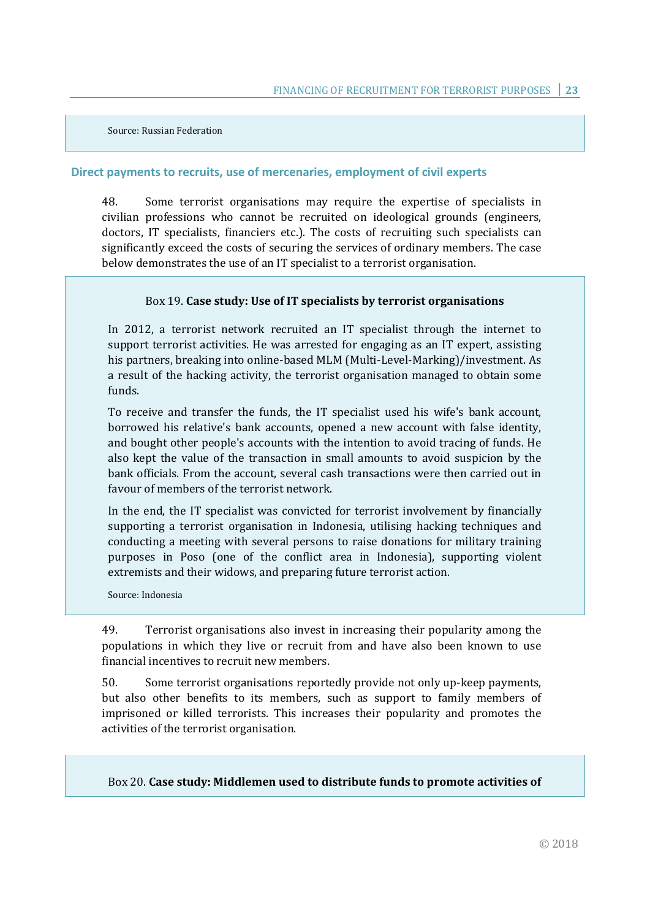Source: Russian Federation

### Direct payments to recruits, use of mercenaries, employment of civil experts

48. Some terrorist organisations may require the expertise of specialists in civilian professions who cannot be recruited on ideological grounds (engineers, doctors, IT specialists, financiers etc.). The costs of recruiting such specialists can significantly exceed the costs of securing the services of ordinary members. The case below demonstrates the use of an IT specialist to a terrorist organisation.

> Box 19. **Case study: Use of IT specialists by terrorist organisations**
>
> In 2012, a terrorist network recruited an IT specialist through the internet to support terrorist activities. He was arrested for engaging as an IT expert, assisting his partners, breaking into online-based MLM (Multi-Level-Marking)/investment. As a result of the hacking activity, the terrorist organisation managed to obtain some funds.
>
> To receive and transfer the funds, the IT specialist used his wife's bank account, borrowed his relative's bank accounts, opened a new account with false identity, and bought other people's accounts with the intention to avoid tracing of funds. He also kept the value of the transaction in small amounts to avoid suspicion by the bank officials. From the account, several cash transactions were then carried out in favour of members of the terrorist network.
>
> In the end, the IT specialist was convicted for terrorist involvement by financially supporting a terrorist organisation in Indonesia, utilising hacking techniques and conducting a meeting with several persons to raise donations for military training purposes in Poso (one of the conflict area in Indonesia), supporting violent extremists and their widows, and preparing future terrorist action.
>
> Source: Indonesia

49. Terrorist organisations also invest in increasing their popularity among the populations in which they live or recruit from and have also been known to use financial incentives to recruit new members.

50. Some terrorist organisations reportedly provide not only up-keep payments, but also other benefits to its members, such as support to family members of imprisoned or killed terrorists. This increases their popularity and promotes the activities of the terrorist organisation.

> Box 20. **Case study: Middlemen used to distribute funds to promote activities of**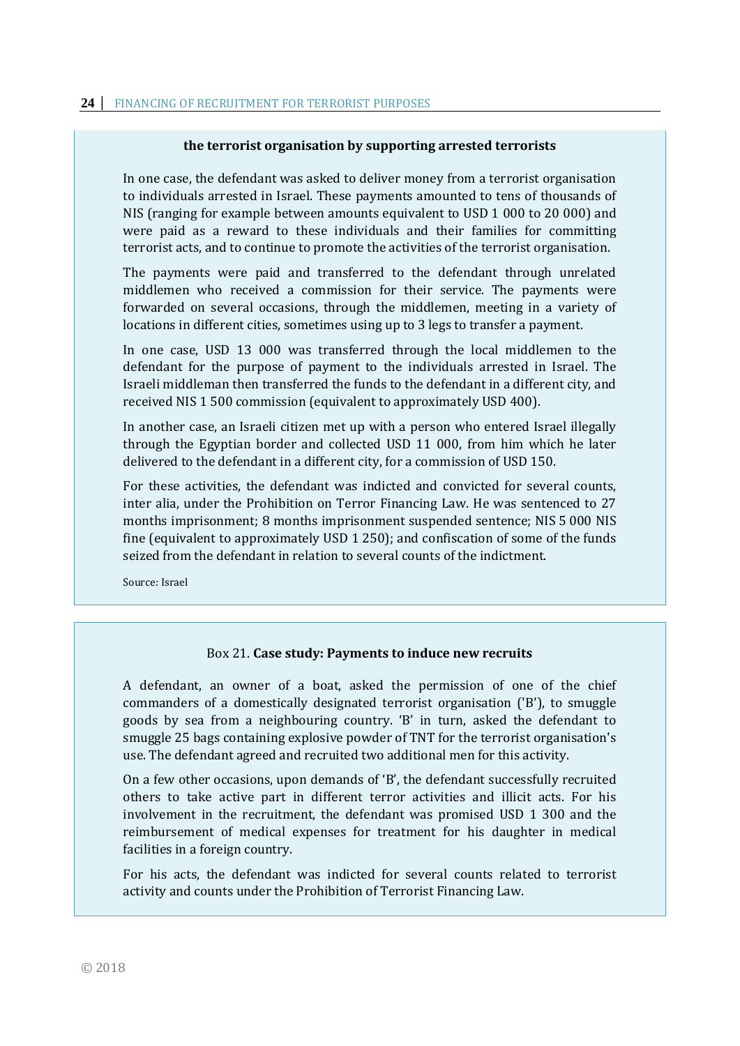**the terrorist organisation by supporting arrested terrorists**

In one case, the defendant was asked to deliver money from a terrorist organisation to individuals arrested in Israel. These payments amounted to tens of thousands of NIS (ranging for example between amounts equivalent to USD 1 000 to 20 000) and were paid as a reward to these individuals and their families for committing terrorist acts, and to continue to promote the activities of the terrorist organisation.

The payments were paid and transferred to the defendant through unrelated middlemen who received a commission for their service. The payments were forwarded on several occasions, through the middlemen, meeting in a variety of locations in different cities, sometimes using up to 3 legs to transfer a payment.

In one case, USD 13 000 was transferred through the local middlemen to the defendant for the purpose of payment to the individuals arrested in Israel. The Israeli middleman then transferred the funds to the defendant in a different city, and received NIS 1 500 commission (equivalent to approximately USD 400).

In another case, an Israeli citizen met up with a person who entered Israel illegally through the Egyptian border and collected USD 11 000, from him which he later delivered to the defendant in a different city, for a commission of USD 150.

For these activities, the defendant was indicted and convicted for several counts, inter alia, under the Prohibition on Terror Financing Law. He was sentenced to 27 months imprisonment; 8 months imprisonment suspended sentence; NIS 5 000 NIS fine (equivalent to approximately USD 1 250); and confiscation of some of the funds seized from the defendant in relation to several counts of the indictment.

Source: Israel

Box 21. **Case study: Payments to induce new recruits**

A defendant, an owner of a boat, asked the permission of one of the chief commanders of a domestically designated terrorist organisation ('B'), to smuggle goods by sea from a neighbouring country. 'B' in turn, asked the defendant to smuggle 25 bags containing explosive powder of TNT for the terrorist organisation's use. The defendant agreed and recruited two additional men for this activity.

On a few other occasions, upon demands of 'B', the defendant successfully recruited others to take active part in different terror activities and illicit acts. For his involvement in the recruitment, the defendant was promised USD 1 300 and the reimbursement of medical expenses for treatment for his daughter in medical facilities in a foreign country.

For his acts, the defendant was indicted for several counts related to terrorist activity and counts under the Prohibition of Terrorist Financing Law.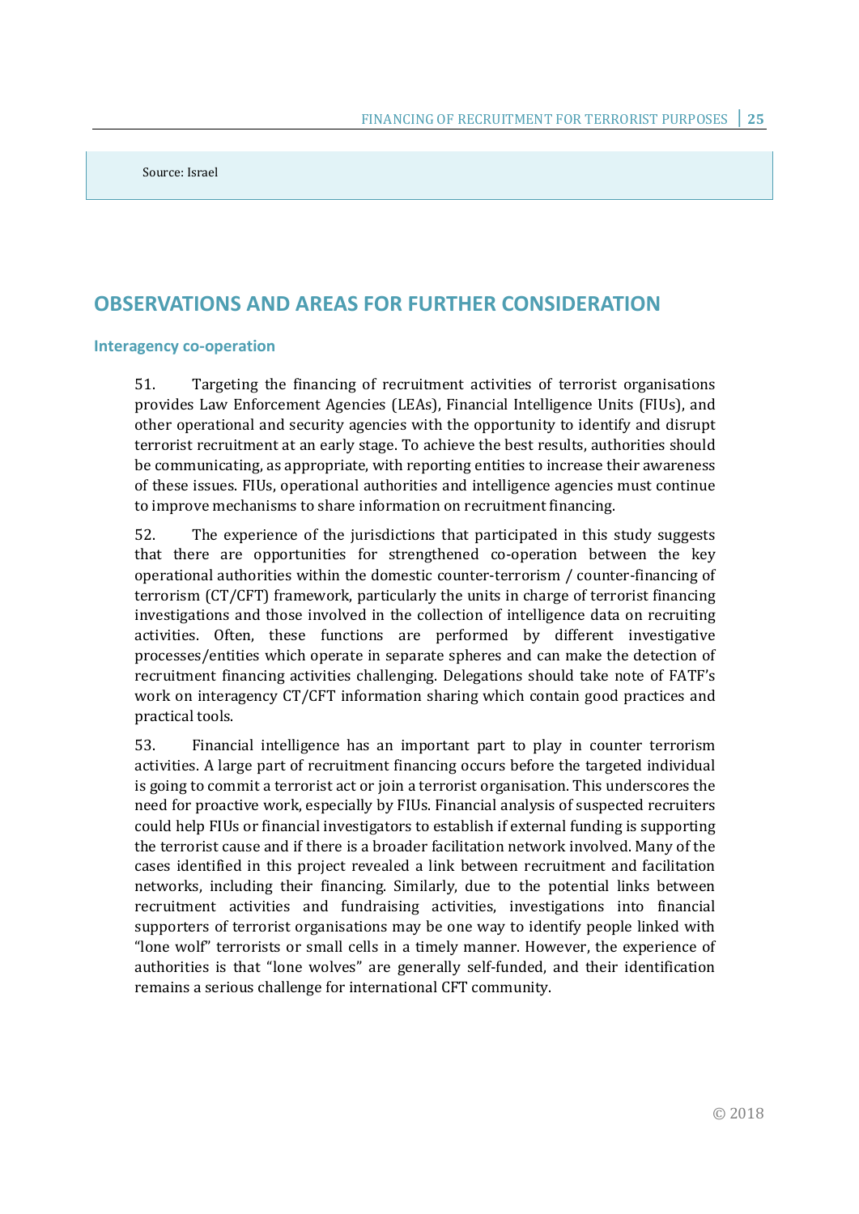Source: Israel

## OBSERVATIONS AND AREAS FOR FURTHER CONSIDERATION

### Interagency co-operation

51. Targeting the financing of recruitment activities of terrorist organisations provides Law Enforcement Agencies (LEAs), Financial Intelligence Units (FIUs), and other operational and security agencies with the opportunity to identify and disrupt terrorist recruitment at an early stage. To achieve the best results, authorities should be communicating, as appropriate, with reporting entities to increase their awareness of these issues. FIUs, operational authorities and intelligence agencies must continue to improve mechanisms to share information on recruitment financing.

52. The experience of the jurisdictions that participated in this study suggests that there are opportunities for strengthened co-operation between the key operational authorities within the domestic counter-terrorism / counter-financing of terrorism (CT/CFT) framework, particularly the units in charge of terrorist financing investigations and those involved in the collection of intelligence data on recruiting activities. Often, these functions are performed by different investigative processes/entities which operate in separate spheres and can make the detection of recruitment financing activities challenging. Delegations should take note of FATF's work on interagency CT/CFT information sharing which contain good practices and practical tools.

53. Financial intelligence has an important part to play in counter terrorism activities. A large part of recruitment financing occurs before the targeted individual is going to commit a terrorist act or join a terrorist organisation. This underscores the need for proactive work, especially by FIUs. Financial analysis of suspected recruiters could help FIUs or financial investigators to establish if external funding is supporting the terrorist cause and if there is a broader facilitation network involved. Many of the cases identified in this project revealed a link between recruitment and facilitation networks, including their financing. Similarly, due to the potential links between recruitment activities and fundraising activities, investigations into financial supporters of terrorist organisations may be one way to identify people linked with "lone wolf" terrorists or small cells in a timely manner. However, the experience of authorities is that "lone wolves" are generally self-funded, and their identification remains a serious challenge for international CFT community.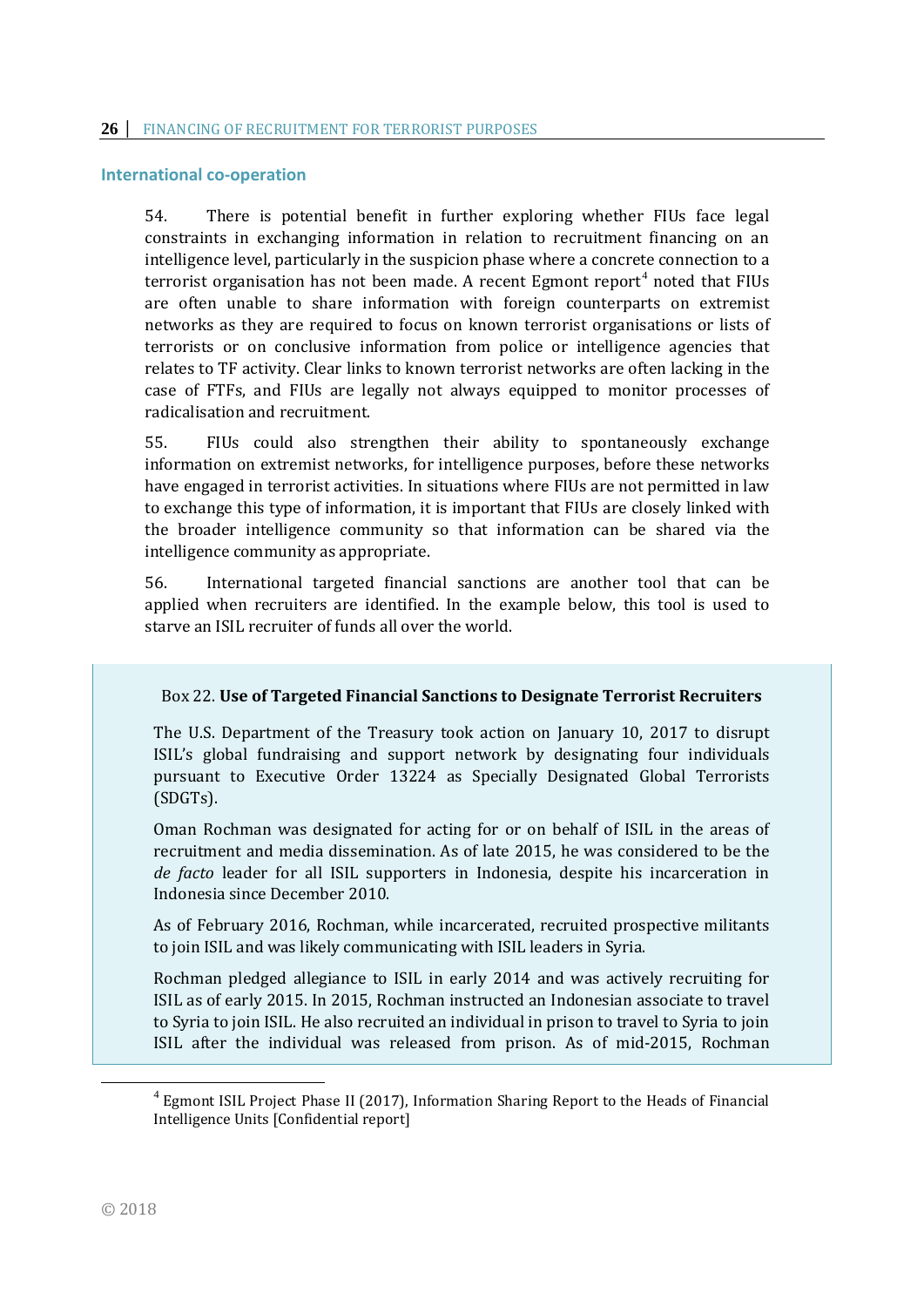## International co-operation

54. There is potential benefit in further exploring whether FIUs face legal constraints in exchanging information in relation to recruitment financing on an intelligence level, particularly in the suspicion phase where a concrete connection to a terrorist organisation has not been made. A recent Egmont report[4] noted that FIUs are often unable to share information with foreign counterparts on extremist networks as they are required to focus on known terrorist organisations or lists of terrorists or on conclusive information from police or intelligence agencies that relates to TF activity. Clear links to known terrorist networks are often lacking in the case of FTFs, and FIUs are legally not always equipped to monitor processes of radicalisation and recruitment.

55. FIUs could also strengthen their ability to spontaneously exchange information on extremist networks, for intelligence purposes, before these networks have engaged in terrorist activities. In situations where FIUs are not permitted in law to exchange this type of information, it is important that FIUs are closely linked with the broader intelligence community so that information can be shared via the intelligence community as appropriate.

56. International targeted financial sanctions are another tool that can be applied when recruiters are identified. In the example below, this tool is used to starve an ISIL recruiter of funds all over the world.

Box 22. **Use of Targeted Financial Sanctions to Designate Terrorist Recruiters**

The U.S. Department of the Treasury took action on January 10, 2017 to disrupt ISIL's global fundraising and support network by designating four individuals pursuant to Executive Order 13224 as Specially Designated Global Terrorists (SDGTs).

Oman Rochman was designated for acting for or on behalf of ISIL in the areas of recruitment and media dissemination. As of late 2015, he was considered to be the *de facto* leader for all ISIL supporters in Indonesia, despite his incarceration in Indonesia since December 2010.

As of February 2016, Rochman, while incarcerated, recruited prospective militants to join ISIL and was likely communicating with ISIL leaders in Syria.

Rochman pledged allegiance to ISIL in early 2014 and was actively recruiting for ISIL as of early 2015. In 2015, Rochman instructed an Indonesian associate to travel to Syria to join ISIL. He also recruited an individual in prison to travel to Syria to join ISIL after the individual was released from prison. As of mid-2015, Rochman

---

[4] Egmont ISIL Project Phase II (2017), Information Sharing Report to the Heads of Financial Intelligence Units [Confidential report]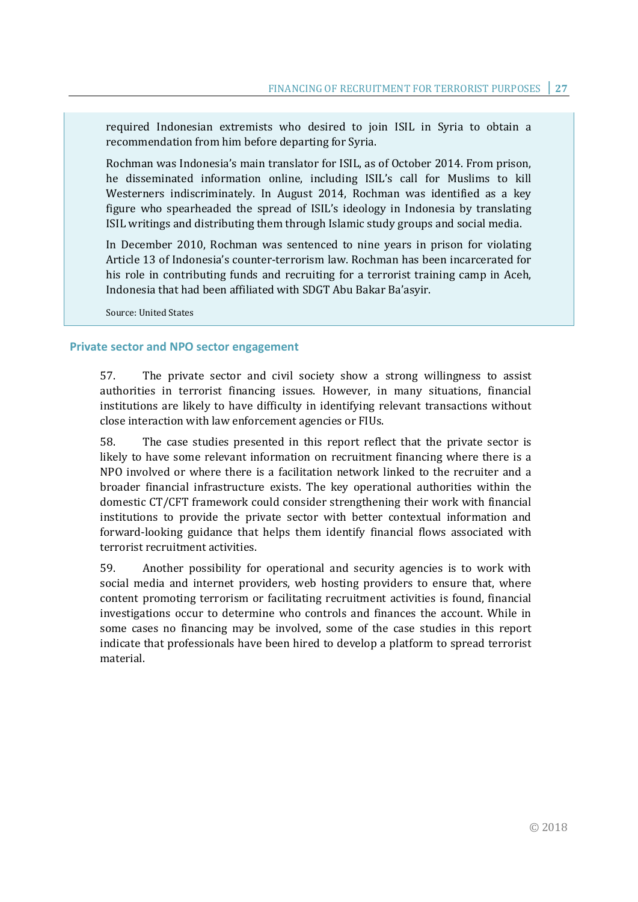required Indonesian extremists who desired to join ISIL in Syria to obtain a recommendation from him before departing for Syria.

Rochman was Indonesia's main translator for ISIL, as of October 2014. From prison, he disseminated information online, including ISIL's call for Muslims to kill Westerners indiscriminately. In August 2014, Rochman was identified as a key figure who spearheaded the spread of ISIL's ideology in Indonesia by translating ISIL writings and distributing them through Islamic study groups and social media.

In December 2010, Rochman was sentenced to nine years in prison for violating Article 13 of Indonesia's counter-terrorism law. Rochman has been incarcerated for his role in contributing funds and recruiting for a terrorist training camp in Aceh, Indonesia that had been affiliated with SDGT Abu Bakar Ba'asyir.

Source: United States

### Private sector and NPO sector engagement

57. The private sector and civil society show a strong willingness to assist authorities in terrorist financing issues. However, in many situations, financial institutions are likely to have difficulty in identifying relevant transactions without close interaction with law enforcement agencies or FIUs.

58. The case studies presented in this report reflect that the private sector is likely to have some relevant information on recruitment financing where there is a NPO involved or where there is a facilitation network linked to the recruiter and a broader financial infrastructure exists. The key operational authorities within the domestic CT/CFT framework could consider strengthening their work with financial institutions to provide the private sector with better contextual information and forward-looking guidance that helps them identify financial flows associated with terrorist recruitment activities.

59. Another possibility for operational and security agencies is to work with social media and internet providers, web hosting providers to ensure that, where content promoting terrorism or facilitating recruitment activities is found, financial investigations occur to determine who controls and finances the account. While in some cases no financing may be involved, some of the case studies in this report indicate that professionals have been hired to develop a platform to spread terrorist material.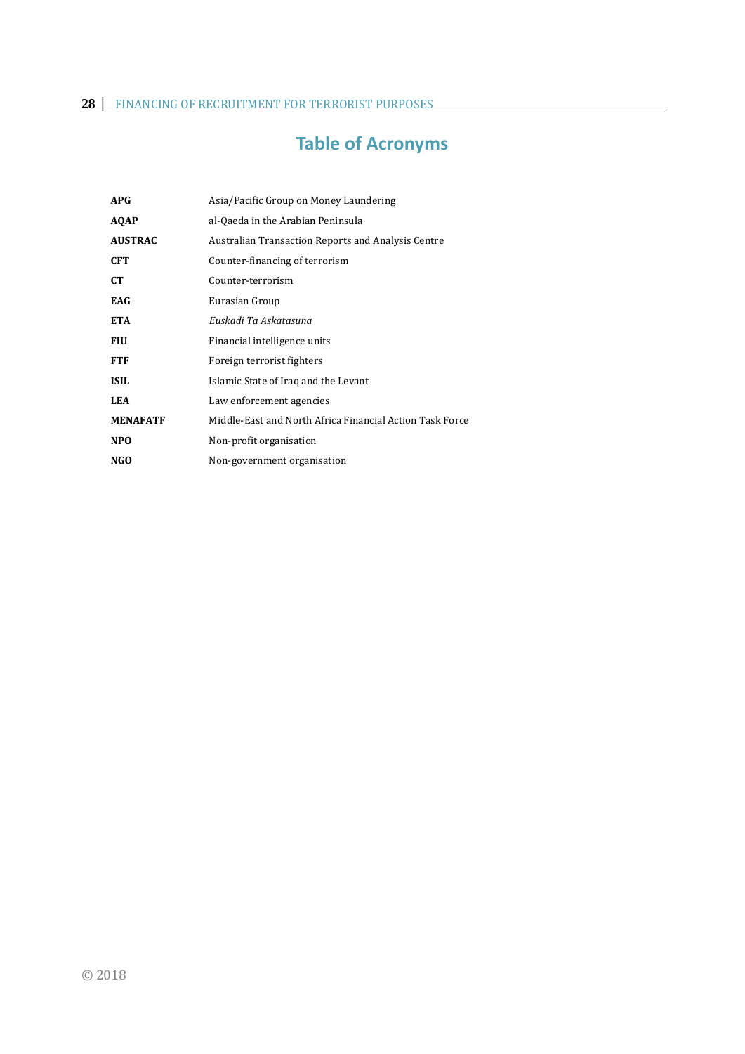# Table of Acronyms

| | |
|---|---|
| **APG** | Asia/Pacific Group on Money Laundering |
| **AQAP** | al-Qaeda in the Arabian Peninsula |
| **AUSTRAC** | Australian Transaction Reports and Analysis Centre |
| **CFT** | Counter-financing of terrorism |
| **CT** | Counter-terrorism |
| **EAG** | Eurasian Group |
| **ETA** | *Euskadi Ta Askatasuna* |
| **FIU** | Financial intelligence units |
| **FTF** | Foreign terrorist fighters |
| **ISIL** | Islamic State of Iraq and the Levant |
| **LEA** | Law enforcement agencies |
| **MENAFATF** | Middle-East and North Africa Financial Action Task Force |
| **NPO** | Non-profit organisation |
| **NGO** | Non-government organisation |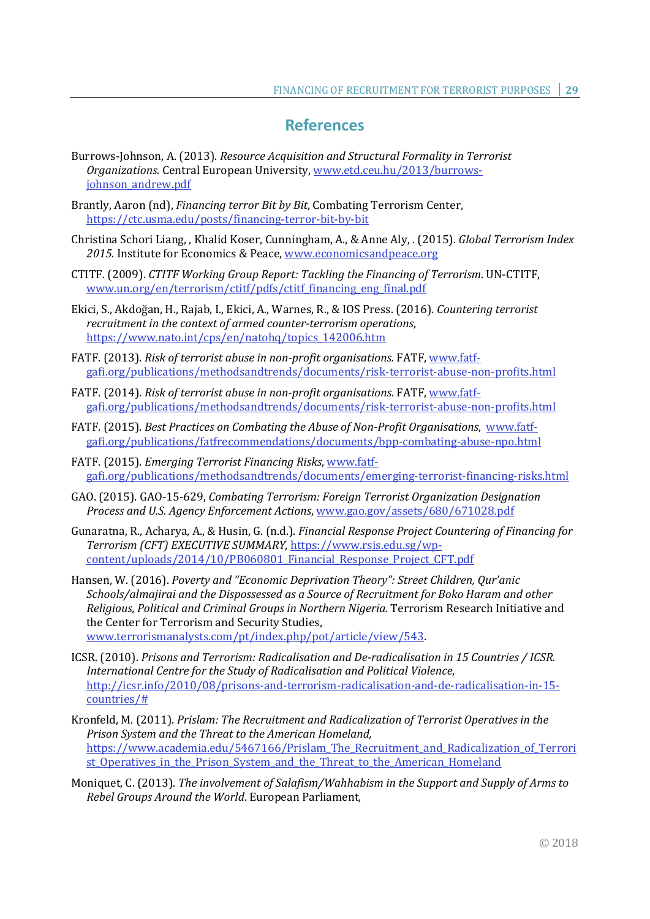# References

Burrows-Johnson, A. (2013). *Resource Acquisition and Structural Formality in Terrorist Organizations*. Central European University, www.etd.ceu.hu/2013/burrows-johnson_andrew.pdf

Brantly, Aaron (nd), *Financing terror Bit by Bit*, Combating Terrorism Center, https://ctc.usma.edu/posts/financing-terror-bit-by-bit

Christina Schori Liang, , Khalid Koser, Cunningham, A., & Anne Aly, . (2015). *Global Terrorism Index 2015*. Institute for Economics & Peace, www.economicsandpeace.org

CTITF. (2009). *CTITF Working Group Report: Tackling the Financing of Terrorism*. UN-CTITF, www.un.org/en/terrorism/ctitf/pdfs/ctitf_financing_eng_final.pdf

Ekici, S., Akdoğan, H., Rajab, I., Ekici, A., Warnes, R., & IOS Press. (2016). *Countering terrorist recruitment in the context of armed counter-terrorism operations*, https://www.nato.int/cps/en/natohq/topics_142006.htm

FATF. (2013). *Risk of terrorist abuse in non-profit organisations*. FATF, www.fatf-gafi.org/publications/methodsandtrends/documents/risk-terrorist-abuse-non-profits.html

FATF. (2014). *Risk of terrorist abuse in non-profit organisations*. FATF, www.fatf-gafi.org/publications/methodsandtrends/documents/risk-terrorist-abuse-non-profits.html

FATF. (2015). *Best Practices on Combating the Abuse of Non-Profit Organisations*, www.fatf-gafi.org/publications/fatfrecommendations/documents/bpp-combating-abuse-npo.html

FATF. (2015). *Emerging Terrorist Financing Risks*, www.fatf-gafi.org/publications/methodsandtrends/documents/emerging-terrorist-financing-risks.html

GAO. (2015). GAO-15-629, *Combating Terrorism: Foreign Terrorist Organization Designation Process and U.S. Agency Enforcement Actions*, www.gao.gov/assets/680/671028.pdf

Gunaratna, R., Acharya, A., & Husin, G. (n.d.). *Financial Response Project Countering of Financing for Terrorism (CFT) EXECUTIVE SUMMARY*, https://www.rsis.edu.sg/wp-content/uploads/2014/10/PB060801_Financial_Response_Project_CFT.pdf

Hansen, W. (2016). *Poverty and "Economic Deprivation Theory": Street Children, Qur'anic Schools/almajirai and the Dispossessed as a Source of Recruitment for Boko Haram and other Religious, Political and Criminal Groups in Northern Nigeria.* Terrorism Research Initiative and the Center for Terrorism and Security Studies, www.terrorismanalysts.com/pt/index.php/pot/article/view/543.

ICSR. (2010). *Prisons and Terrorism: Radicalisation and De-radicalisation in 15 Countries / ICSR. International Centre for the Study of Radicalisation and Political Violence*, http://icsr.info/2010/08/prisons-and-terrorism-radicalisation-and-de-radicalisation-in-15-countries/#

Kronfeld, M. (2011). *Prislam: The Recruitment and Radicalization of Terrorist Operatives in the Prison System and the Threat to the American Homeland*, https://www.academia.edu/5467166/Prislam_The_Recruitment_and_Radicalization_of_Terrorist_Operatives_in_the_Prison_System_and_the_Threat_to_the_American_Homeland

Moniquet, C. (2013). *The involvement of Salafism/Wahhabism in the Support and Supply of Arms to Rebel Groups Around the World*. European Parliament,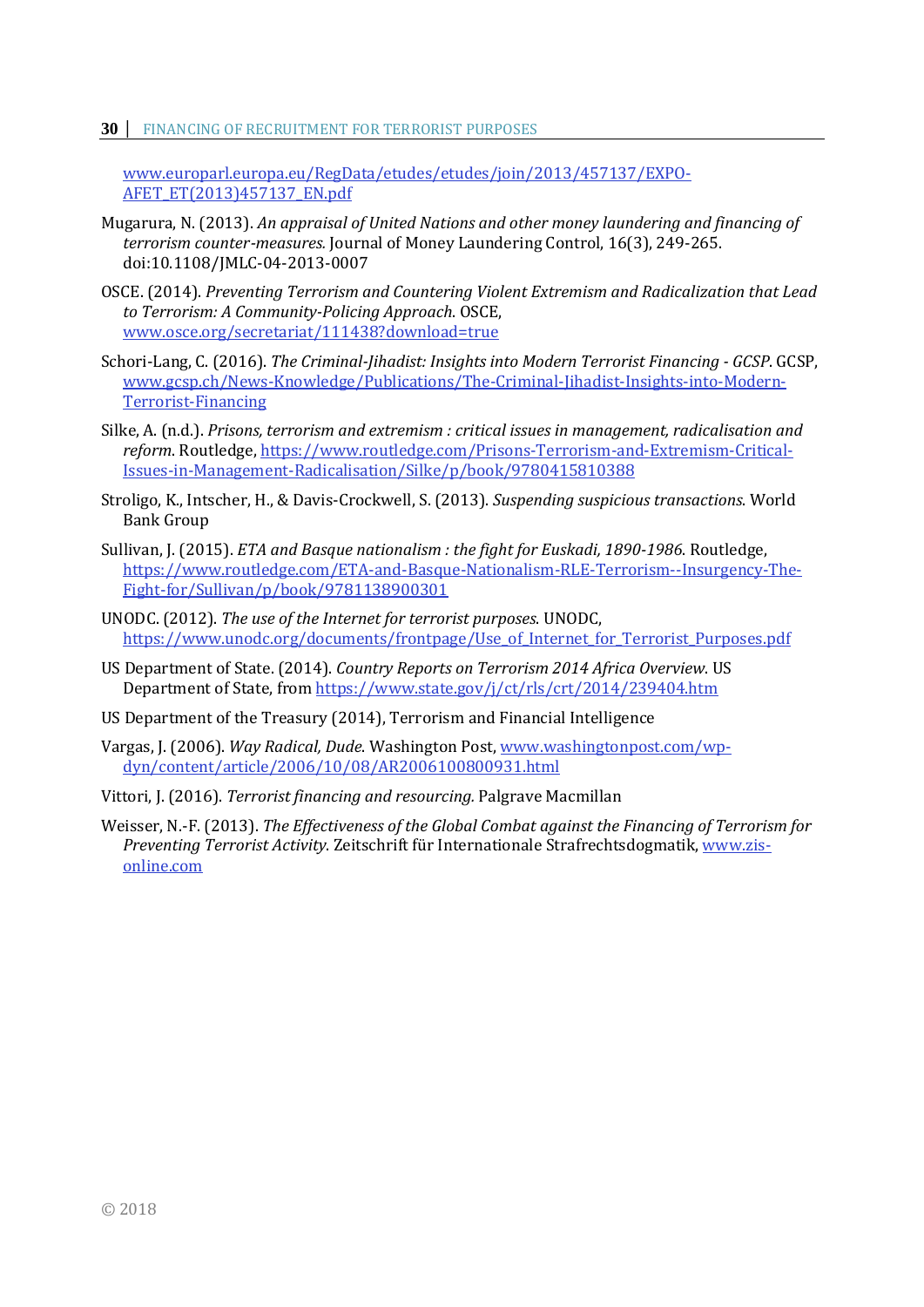www.europarl.europa.eu/RegData/etudes/etudes/join/2013/457137/EXPO-AFET_ET(2013)457137_EN.pdf

Mugarura, N. (2013). *An appraisal of United Nations and other money laundering and financing of terrorism counter-measures.* Journal of Money Laundering Control, 16(3), 249-265. doi:10.1108/JMLC-04-2013-0007

OSCE. (2014). *Preventing Terrorism and Countering Violent Extremism and Radicalization that Lead to Terrorism: A Community-Policing Approach.* OSCE, www.osce.org/secretariat/111438?download=true

Schori-Lang, C. (2016). *The Criminal-Jihadist: Insights into Modern Terrorist Financing - GCSP.* GCSP, www.gcsp.ch/News-Knowledge/Publications/The-Criminal-Jihadist-Insights-into-Modern-Terrorist-Financing

Silke, A. (n.d.). *Prisons, terrorism and extremism : critical issues in management, radicalisation and reform.* Routledge, https://www.routledge.com/Prisons-Terrorism-and-Extremism-Critical-Issues-in-Management-Radicalisation/Silke/p/book/9780415810388

Stroligo, K., Intscher, H., & Davis-Crockwell, S. (2013). *Suspending suspicious transactions.* World Bank Group

Sullivan, J. (2015). *ETA and Basque nationalism : the fight for Euskadi, 1890-1986.* Routledge, https://www.routledge.com/ETA-and-Basque-Nationalism-RLE-Terrorism--Insurgency-The-Fight-for/Sullivan/p/book/9781138900301

UNODC. (2012). *The use of the Internet for terrorist purposes.* UNODC, https://www.unodc.org/documents/frontpage/Use_of_Internet_for_Terrorist_Purposes.pdf

US Department of State. (2014). *Country Reports on Terrorism 2014 Africa Overview.* US Department of State, from https://www.state.gov/j/ct/rls/crt/2014/239404.htm

US Department of the Treasury (2014), Terrorism and Financial Intelligence

Vargas, J. (2006). *Way Radical, Dude.* Washington Post, www.washingtonpost.com/wp-dyn/content/article/2006/10/08/AR2006100800931.html

Vittori, J. (2016). *Terrorist financing and resourcing.* Palgrave Macmillan

Weisser, N.-F. (2013). *The Effectiveness of the Global Combat against the Financing of Terrorism for Preventing Terrorist Activity.* Zeitschrift für Internationale Strafrechtsdogmatik, www.zis-online.com

© 2018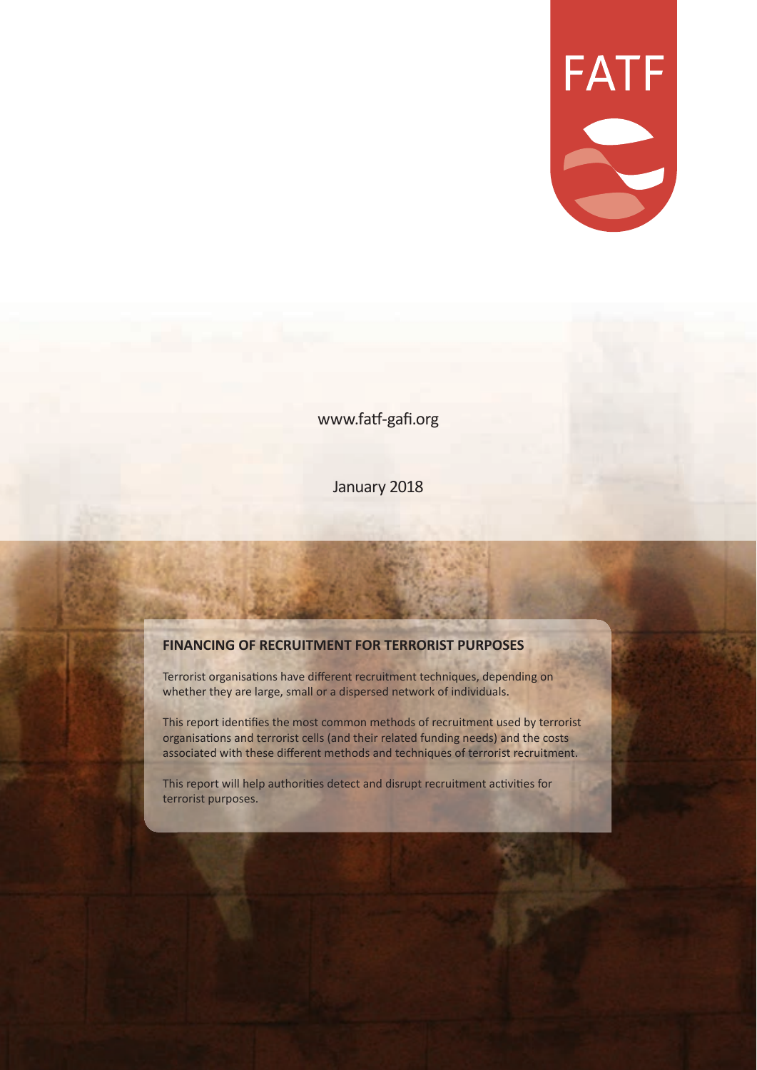FATF

www.fatf-gafi.org

January 2018

**FINANCING OF RECRUITMENT FOR TERRORIST PURPOSES**

Terrorist organisations have different recruitment techniques, depending on whether they are large, small or a dispersed network of individuals.

This report identifies the most common methods of recruitment used by terrorist organisations and terrorist cells (and their related funding needs) and the costs associated with these different methods and techniques of terrorist recruitment.

This report will help authorities detect and disrupt recruitment activities for terrorist purposes.